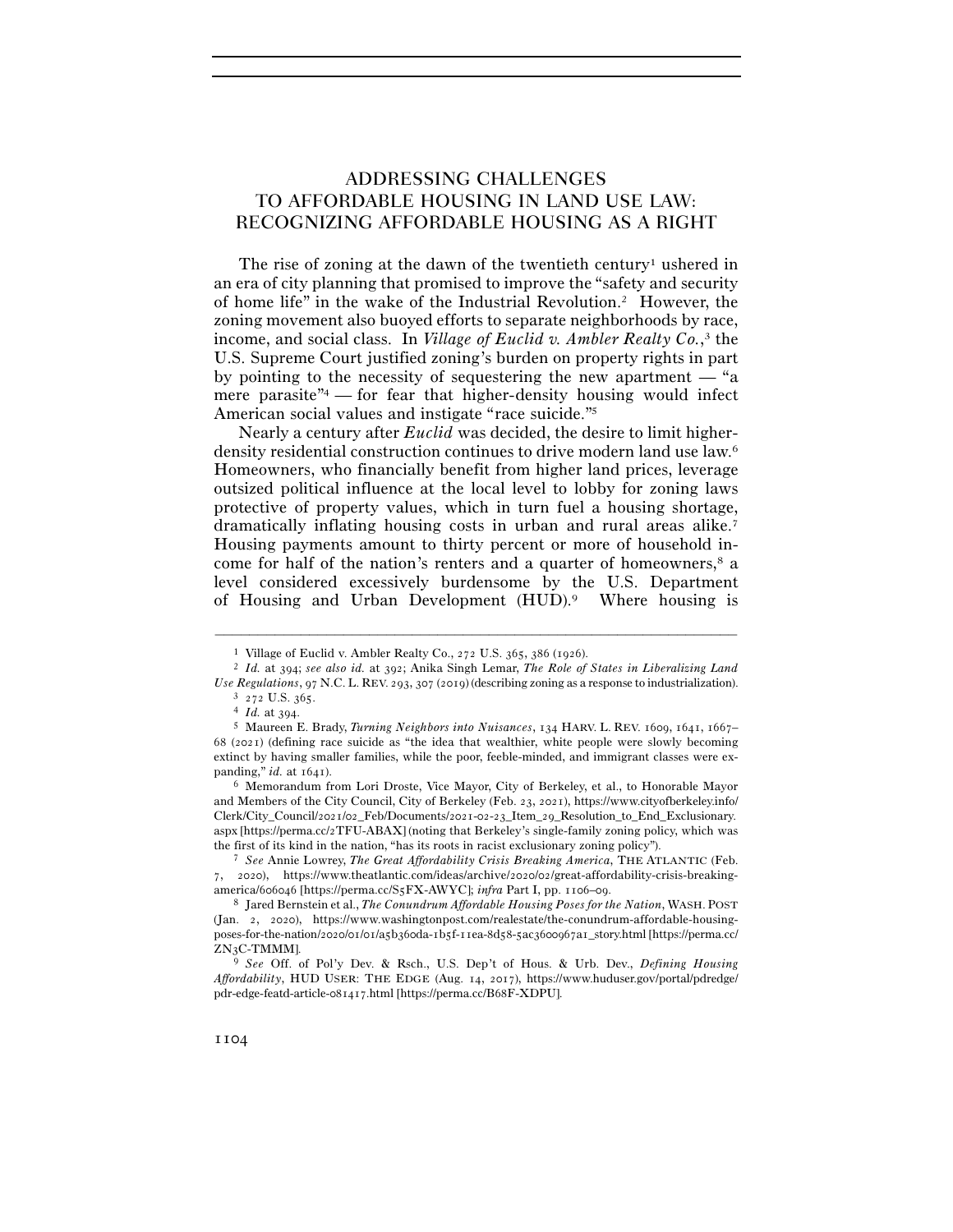# ADDRESSING CHALLENGES TO AFFORDABLE HOUSING IN LAND USE LAW: RECOGNIZING AFFORDABLE HOUSING AS A RIGHT

The rise of zoning at the dawn of the twentieth century[1] ushered in an era of city planning that promised to improve the "safety and security of home life" in the wake of the Industrial Revolution.[2] However, the zoning movement also buoyed efforts to separate neighborhoods by race, income, and social class. In *Village of Euclid v. Ambler Realty Co.*,[3] the U.S. Supreme Court justified zoning's burden on property rights in part by pointing to the necessity of sequestering the new apartment — "a mere parasite"[4] — for fear that higher-density housing would infect American social values and instigate "race suicide."[5]

Nearly a century after *Euclid* was decided, the desire to limit higher-density residential construction continues to drive modern land use law.[6] Homeowners, who financially benefit from higher land prices, leverage outsized political influence at the local level to lobby for zoning laws protective of property values, which in turn fuel a housing shortage, dramatically inflating housing costs in urban and rural areas alike.[7] Housing payments amount to thirty percent or more of household income for half of the nation's renters and a quarter of homeowners,[8] a level considered excessively burdensome by the U.S. Department of Housing and Urban Development (HUD).[9] Where housing is

---

[1] Village of Euclid v. Ambler Realty Co., 272 U.S. 365, 386 (1926).

[2] *Id.* at 394; *see also id.* at 392; Anika Singh Lemar, *The Role of States in Liberalizing Land Use Regulations*, 97 N.C. L. REV. 293, 307 (2019) (describing zoning as a response to industrialization).

[3] 272 U.S. 365.

[4] *Id.* at 394.

[5] Maureen E. Brady, *Turning Neighbors into Nuisances*, 134 HARV. L. REV. 1609, 1641, 1667–68 (2021) (defining race suicide as "the idea that wealthier, white people were slowly becoming extinct by having smaller families, while the poor, feeble-minded, and immigrant classes were expanding," *id.* at 1641).

[6] Memorandum from Lori Droste, Vice Mayor, City of Berkeley, et al., to Honorable Mayor and Members of the City Council, City of Berkeley (Feb. 23, 2021), https://www.cityofberkeley.info/Clerk/City_Council/2021/02_Feb/Documents/2021-02-23_Item_29_Resolution_to_End_Exclusionary.aspx [https://perma.cc/2TFU-ABAX] (noting that Berkeley's single-family zoning policy, which was the first of its kind in the nation, "has its roots in racist exclusionary zoning policy").

[7] *See* Annie Lowrey, *The Great Affordability Crisis Breaking America*, THE ATLANTIC (Feb. 7, 2020), https://www.theatlantic.com/ideas/archive/2020/02/great-affordability-crisis-breaking-america/606046 [https://perma.cc/S5FX-AWYC]; *infra* Part I, pp. 1106–09.

[8] Jared Bernstein et al., *The Conundrum Affordable Housing Poses for the Nation*, WASH. POST (Jan. 2, 2020), https://www.washingtonpost.com/realestate/the-conundrum-affordable-housing-poses-for-the-nation/2020/01/01/a5b360da-1b5f-11ea-8d58-5ac3600967a1_story.html [https://perma.cc/ZN3C-TMMM].

[9] *See* Off. of Pol'y Dev. & Rsch., U.S. Dep't of Hous. & Urb. Dev., *Defining Housing Affordability*, HUD USER: THE EDGE (Aug. 14, 2017), https://www.huduser.gov/portal/pdredge/pdr-edge-featd-article-081417.html [https://perma.cc/B68F-XDPU].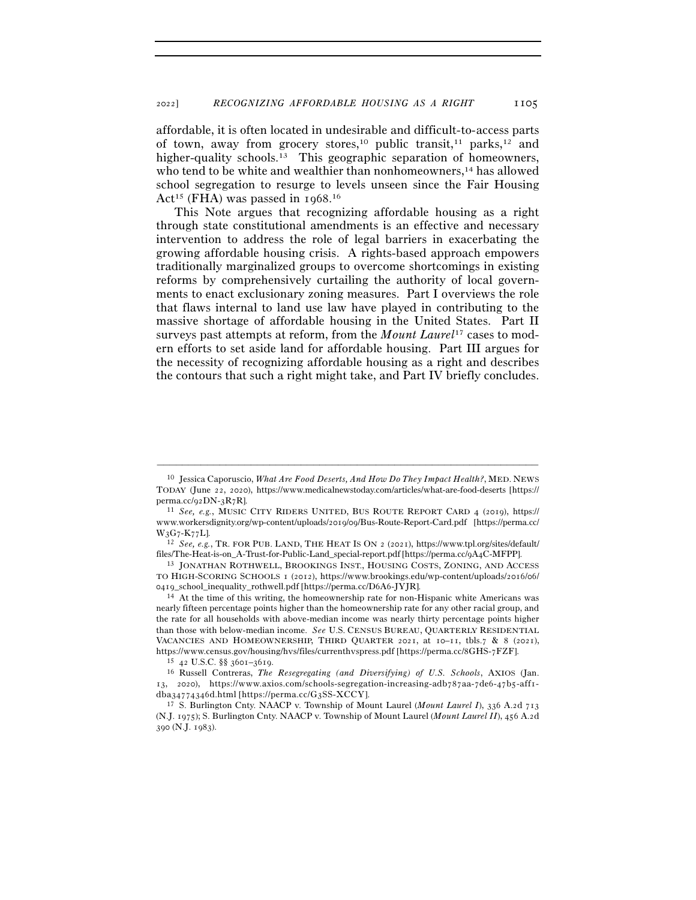affordable, it is often located in undesirable and difficult-to-access parts of town, away from grocery stores,[10] public transit,[11] parks,[12] and higher-quality schools.[13] This geographic separation of homeowners, who tend to be white and wealthier than nonhomeowners,[14] has allowed school segregation to resurge to levels unseen since the Fair Housing Act[15] (FHA) was passed in 1968.[16]

This Note argues that recognizing affordable housing as a right through state constitutional amendments is an effective and necessary intervention to address the role of legal barriers in exacerbating the growing affordable housing crisis. A rights-based approach empowers traditionally marginalized groups to overcome shortcomings in existing reforms by comprehensively curtailing the authority of local governments to enact exclusionary zoning measures. Part I overviews the role that flaws internal to land use law have played in contributing to the massive shortage of affordable housing in the United States. Part II surveys past attempts at reform, from the *Mount Laurel*[17] cases to modern efforts to set aside land for affordable housing. Part III argues for the necessity of recognizing affordable housing as a right and describes the contours that such a right might take, and Part IV briefly concludes.

---

[10] Jessica Caporuscio, *What Are Food Deserts, And How Do They Impact Health?*, MED. NEWS TODAY (June 22, 2020), https://www.medicalnewstoday.com/articles/what-are-food-deserts [https://perma.cc/92DN-3R7R].

[11] *See, e.g.*, MUSIC CITY RIDERS UNITED, BUS ROUTE REPORT CARD 4 (2019), https://www.workersdignity.org/wp-content/uploads/2019/09/Bus-Route-Report-Card.pdf [https://perma.cc/W3G7-K77L].

[12] *See, e.g.*, TR. FOR PUB. LAND, THE HEAT IS ON 2 (2021), https://www.tpl.org/sites/default/files/The-Heat-is-on_A-Trust-for-Public-Land_special-report.pdf [https://perma.cc/9A4C-MFPP].

[13] JONATHAN ROTHWELL, BROOKINGS INST., HOUSING COSTS, ZONING, AND ACCESS TO HIGH-SCORING SCHOOLS 1 (2012), https://www.brookings.edu/wp-content/uploads/2016/06/0419_school_inequality_rothwell.pdf [https://perma.cc/D6A6-JYJR].

[14] At the time of this writing, the homeownership rate for non-Hispanic white Americans was nearly fifteen percentage points higher than the homeownership rate for any other racial group, and the rate for all households with above-median income was nearly thirty percentage points higher than those with below-median income. *See* U.S. CENSUS BUREAU, QUARTERLY RESIDENTIAL VACANCIES AND HOMEOWNERSHIP, THIRD QUARTER 2021, at 10–11, tbls.7 & 8 (2021), https://www.census.gov/housing/hvs/files/currenthvspress.pdf [https://perma.cc/8GHS-7FZF].

[15] 42 U.S.C. §§ 3601–3619.

[16] Russell Contreras, *The Resegregating (and Diversifying) of U.S. Schools*, AXIOS (Jan. 13, 2020), https://www.axios.com/schools-segregation-increasing-adb787aa-7de6-47b5-aff1-dba34774346d.html [https://perma.cc/G3SS-XCCY].

[17] S. Burlington Cnty. NAACP v. Township of Mount Laurel (*Mount Laurel I*), 336 A.2d 713 (N.J. 1975); S. Burlington Cnty. NAACP v. Township of Mount Laurel (*Mount Laurel II*), 456 A.2d 390 (N.J. 1983).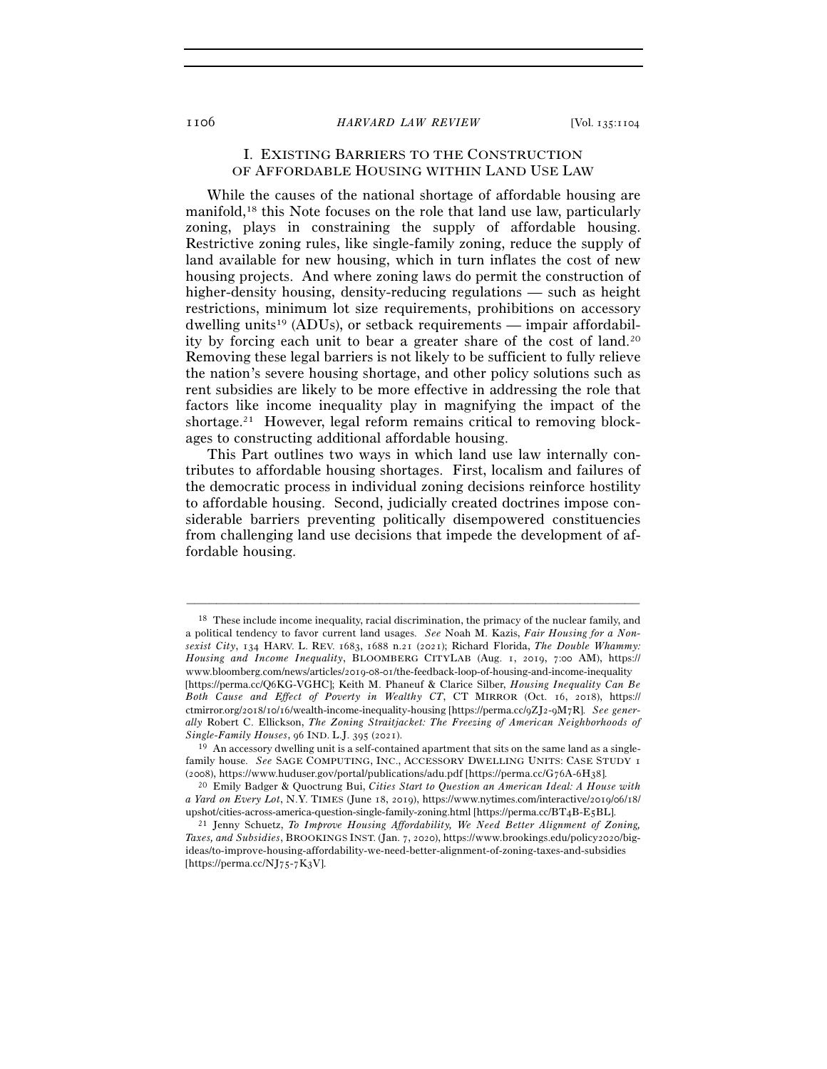## I. EXISTING BARRIERS TO THE CONSTRUCTION OF AFFORDABLE HOUSING WITHIN LAND USE LAW

While the causes of the national shortage of affordable housing are manifold,[18] this Note focuses on the role that land use law, particularly zoning, plays in constraining the supply of affordable housing. Restrictive zoning rules, like single-family zoning, reduce the supply of land available for new housing, which in turn inflates the cost of new housing projects. And where zoning laws do permit the construction of higher-density housing, density-reducing regulations — such as height restrictions, minimum lot size requirements, prohibitions on accessory dwelling units[19] (ADUs), or setback requirements — impair affordability by forcing each unit to bear a greater share of the cost of land.[20] Removing these legal barriers is not likely to be sufficient to fully relieve the nation's severe housing shortage, and other policy solutions such as rent subsidies are likely to be more effective in addressing the role that factors like income inequality play in magnifying the impact of the shortage.[21] However, legal reform remains critical to removing blockages to constructing additional affordable housing.

This Part outlines two ways in which land use law internally contributes to affordable housing shortages. First, localism and failures of the democratic process in individual zoning decisions reinforce hostility to affordable housing. Second, judicially created doctrines impose considerable barriers preventing politically disempowered constituencies from challenging land use decisions that impede the development of affordable housing.

---

[18] These include income inequality, racial discrimination, the primacy of the nuclear family, and a political tendency to favor current land usages. *See* Noah M. Kazis, *Fair Housing for a Non-sexist City*, 134 HARV. L. REV. 1683, 1688 n.21 (2021); Richard Florida, *The Double Whammy: Housing and Income Inequality*, BLOOMBERG CITYLAB (Aug. 1, 2019, 7:00 AM), https://www.bloomberg.com/news/articles/2019-08-01/the-feedback-loop-of-housing-and-income-inequality [https://perma.cc/Q6KG-VGHC]; Keith M. Phaneuf & Clarice Silber, *Housing Inequality Can Be Both Cause and Effect of Poverty in Wealthy CT*, CT MIRROR (Oct. 16, 2018), https://ctmirror.org/2018/10/16/wealth-income-inequality-housing [https://perma.cc/9ZJ2-9M7R]. *See generally* Robert C. Ellickson, *The Zoning Straitjacket: The Freezing of American Neighborhoods of Single-Family Houses*, 96 IND. L.J. 395 (2021).

[19] An accessory dwelling unit is a self-contained apartment that sits on the same land as a single-family house. *See* SAGE COMPUTING, INC., ACCESSORY DWELLING UNITS: CASE STUDY 1 (2008), https://www.huduser.gov/portal/publications/adu.pdf [https://perma.cc/G76A-6H38].

[20] Emily Badger & Quoctrung Bui, *Cities Start to Question an American Ideal: A House with a Yard on Every Lot*, N.Y. TIMES (June 18, 2019), https://www.nytimes.com/interactive/2019/06/18/upshot/cities-across-america-question-single-family-zoning.html [https://perma.cc/BT4B-E5BL].

[21] Jenny Schuetz, *To Improve Housing Affordability, We Need Better Alignment of Zoning, Taxes, and Subsidies*, BROOKINGS INST. (Jan. 7, 2020), https://www.brookings.edu/policy2020/bigideas/to-improve-housing-affordability-we-need-better-alignment-of-zoning-taxes-and-subsidies [https://perma.cc/NJ75-7K3V].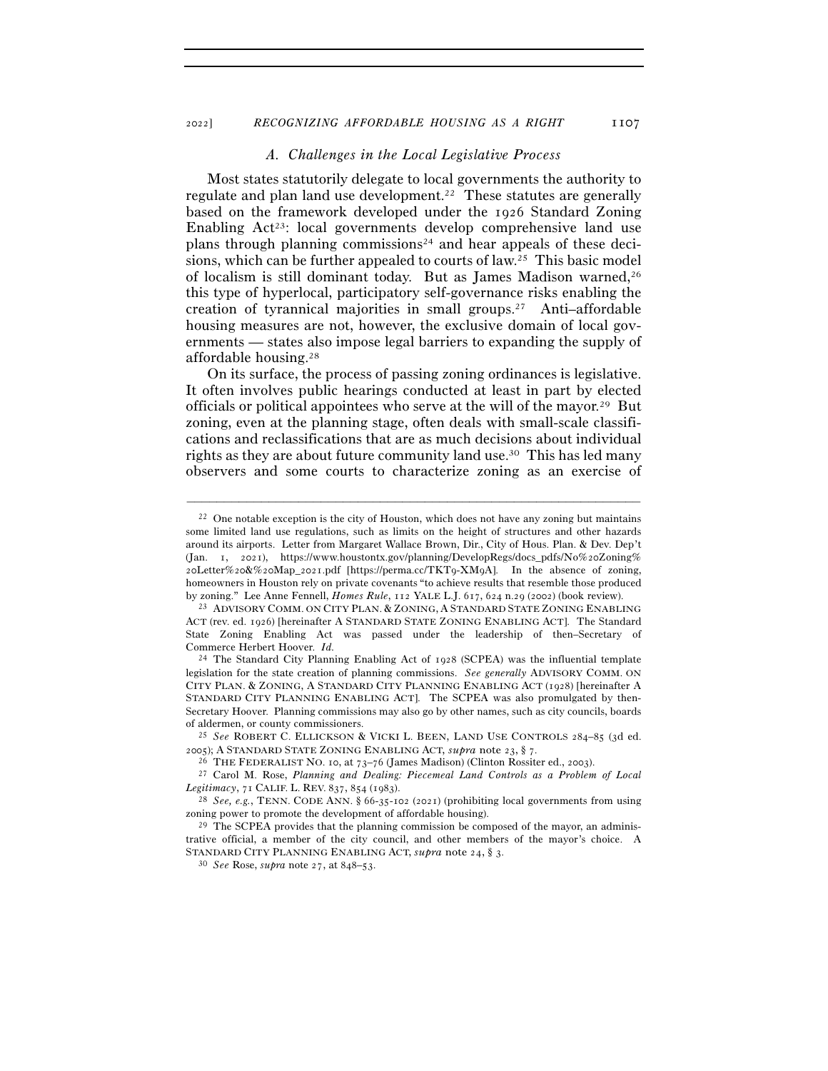### *A. Challenges in the Local Legislative Process*

Most states statutorily delegate to local governments the authority to regulate and plan land use development.[22] These statutes are generally based on the framework developed under the 1926 Standard Zoning Enabling Act[23]: local governments develop comprehensive land use plans through planning commissions[24] and hear appeals of these decisions, which can be further appealed to courts of law.[25] This basic model of localism is still dominant today. But as James Madison warned,[26] this type of hyperlocal, participatory self-governance risks enabling the creation of tyrannical majorities in small groups.[27] Anti–affordable housing measures are not, however, the exclusive domain of local governments — states also impose legal barriers to expanding the supply of affordable housing.[28]

On its surface, the process of passing zoning ordinances is legislative. It often involves public hearings conducted at least in part by elected officials or political appointees who serve at the will of the mayor.[29] But zoning, even at the planning stage, often deals with small-scale classifications and reclassifications that are as much decisions about individual rights as they are about future community land use.[30] This has led many observers and some courts to characterize zoning as an exercise of

---

[22] One notable exception is the city of Houston, which does not have any zoning but maintains some limited land use regulations, such as limits on the height of structures and other hazards around its airports. Letter from Margaret Wallace Brown, Dir., City of Hous. Plan. & Dev. Dep't (Jan. 1, 2021), https://www.houstontx.gov/planning/DevelopRegs/docs_pdfs/No%20Zoning%20Letter%20&%20Map_2021.pdf [https://perma.cc/TKT9-XM9A]. In the absence of zoning, homeowners in Houston rely on private covenants "to achieve results that resemble those produced by zoning." Lee Anne Fennell, *Homes Rule*, 112 YALE L.J. 617, 624 n.29 (2002) (book review).

[23] ADVISORY COMM. ON CITY PLAN. & ZONING, A STANDARD STATE ZONING ENABLING ACT (rev. ed. 1926) [hereinafter A STANDARD STATE ZONING ENABLING ACT]. The Standard State Zoning Enabling Act was passed under the leadership of then–Secretary of Commerce Herbert Hoover. *Id.*

[24] The Standard City Planning Enabling Act of 1928 (SCPEA) was the influential template legislation for the state creation of planning commissions. *See generally* ADVISORY COMM. ON CITY PLAN. & ZONING, A STANDARD CITY PLANNING ENABLING ACT (1928) [hereinafter A STANDARD CITY PLANNING ENABLING ACT]. The SCPEA was also promulgated by then-Secretary Hoover. Planning commissions may also go by other names, such as city councils, boards of aldermen, or county commissioners.

[25] *See* ROBERT C. ELLICKSON & VICKI L. BEEN, LAND USE CONTROLS 284–85 (3d ed. 2005); A STANDARD STATE ZONING ENABLING ACT, *supra* note 23, § 7.

[26] THE FEDERALIST NO. 10, at 73–76 (James Madison) (Clinton Rossiter ed., 2003).

[27] Carol M. Rose, *Planning and Dealing: Piecemeal Land Controls as a Problem of Local Legitimacy*, 71 CALIF. L. REV. 837, 854 (1983).

[28] *See, e.g.*, TENN. CODE ANN. § 66-35-102 (2021) (prohibiting local governments from using zoning power to promote the development of affordable housing).

[29] The SCPEA provides that the planning commission be composed of the mayor, an administrative official, a member of the city council, and other members of the mayor's choice. A STANDARD CITY PLANNING ENABLING ACT, *supra* note 24, § 3.

[30] *See* Rose, *supra* note 27, at 848–53.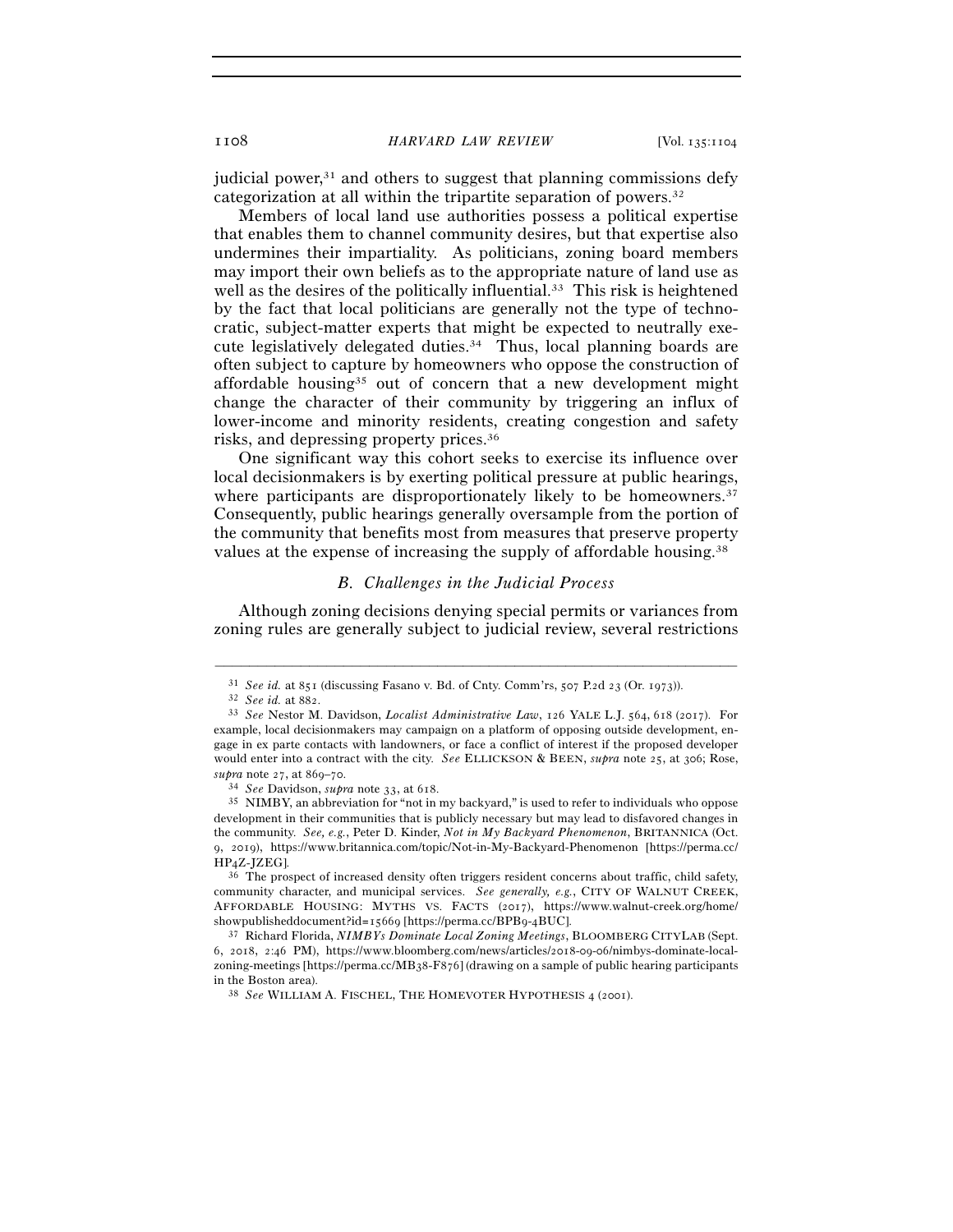judicial power,[31] and others to suggest that planning commissions defy categorization at all within the tripartite separation of powers.[32]

Members of local land use authorities possess a political expertise that enables them to channel community desires, but that expertise also undermines their impartiality. As politicians, zoning board members may import their own beliefs as to the appropriate nature of land use as well as the desires of the politically influential.[33] This risk is heightened by the fact that local politicians are generally not the type of technocratic, subject-matter experts that might be expected to neutrally execute legislatively delegated duties.[34] Thus, local planning boards are often subject to capture by homeowners who oppose the construction of affordable housing[35] out of concern that a new development might change the character of their community by triggering an influx of lower-income and minority residents, creating congestion and safety risks, and depressing property prices.[36]

One significant way this cohort seeks to exercise its influence over local decisionmakers is by exerting political pressure at public hearings, where participants are disproportionately likely to be homeowners.[37] Consequently, public hearings generally oversample from the portion of the community that benefits most from measures that preserve property values at the expense of increasing the supply of affordable housing.[38]

### *B. Challenges in the Judicial Process*

Although zoning decisions denying special permits or variances from zoning rules are generally subject to judicial review, several restrictions

---

[31] *See id.* at 851 (discussing Fasano v. Bd. of Cnty. Comm'rs, 507 P.2d 23 (Or. 1973)).

[32] *See id.* at 882.

[33] *See* Nestor M. Davidson, *Localist Administrative Law*, 126 YALE L.J. 564, 618 (2017). For example, local decisionmakers may campaign on a platform of opposing outside development, engage in ex parte contacts with landowners, or face a conflict of interest if the proposed developer would enter into a contract with the city. *See* ELLICKSON & BEEN, *supra* note 25, at 306; Rose, *supra* note 27, at 869–70.

[34] *See* Davidson, *supra* note 33, at 618.

[35] NIMBY, an abbreviation for "not in my backyard," is used to refer to individuals who oppose development in their communities that is publicly necessary but may lead to disfavored changes in the community. *See, e.g.*, Peter D. Kinder, *Not in My Backyard Phenomenon*, BRITANNICA (Oct. 9, 2019), https://www.britannica.com/topic/Not-in-My-Backyard-Phenomenon [https://perma.cc/HP4Z-JZEG].

[36] The prospect of increased density often triggers resident concerns about traffic, child safety, community character, and municipal services. *See generally, e.g.*, CITY OF WALNUT CREEK, AFFORDABLE HOUSING: MYTHS VS. FACTS (2017), https://www.walnut-creek.org/home/showpublisheddocument?id=15669 [https://perma.cc/BPB9-4BUC].

[37] Richard Florida, *NIMBYs Dominate Local Zoning Meetings*, BLOOMBERG CITYLAB (Sept. 6, 2018, 2:46 PM), https://www.bloomberg.com/news/articles/2018-09-06/nimbys-dominate-local-zoning-meetings [https://perma.cc/MB38-F876] (drawing on a sample of public hearing participants in the Boston area).

[38] *See* WILLIAM A. FISCHEL, THE HOMEVOTER HYPOTHESIS 4 (2001).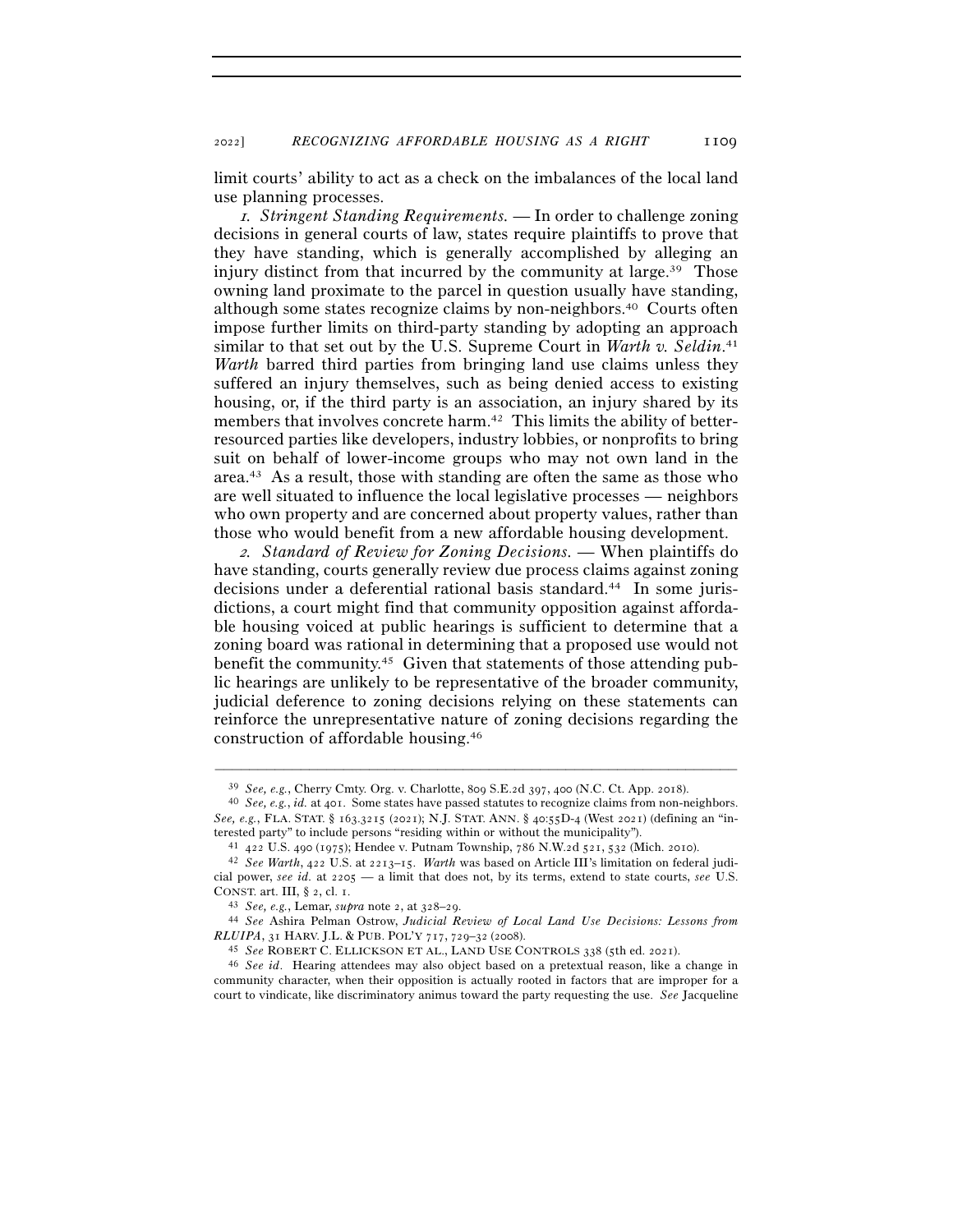limit courts' ability to act as a check on the imbalances of the local land use planning processes.

*1. Stringent Standing Requirements.* — In order to challenge zoning decisions in general courts of law, states require plaintiffs to prove that they have standing, which is generally accomplished by alleging an injury distinct from that incurred by the community at large.[39] Those owning land proximate to the parcel in question usually have standing, although some states recognize claims by non-neighbors.[40] Courts often impose further limits on third-party standing by adopting an approach similar to that set out by the U.S. Supreme Court in *Warth v. Seldin*.[41] *Warth* barred third parties from bringing land use claims unless they suffered an injury themselves, such as being denied access to existing housing, or, if the third party is an association, an injury shared by its members that involves concrete harm.[42] This limits the ability of better-resourced parties like developers, industry lobbies, or nonprofits to bring suit on behalf of lower-income groups who may not own land in the area.[43] As a result, those with standing are often the same as those who are well situated to influence the local legislative processes — neighbors who own property and are concerned about property values, rather than those who would benefit from a new affordable housing development.

*2. Standard of Review for Zoning Decisions.* — When plaintiffs do have standing, courts generally review due process claims against zoning decisions under a deferential rational basis standard.[44] In some jurisdictions, a court might find that community opposition against affordable housing voiced at public hearings is sufficient to determine that a zoning board was rational in determining that a proposed use would not benefit the community.[45] Given that statements of those attending public hearings are unlikely to be representative of the broader community, judicial deference to zoning decisions relying on these statements can reinforce the unrepresentative nature of zoning decisions regarding the construction of affordable housing.[46]

---

[39] *See, e.g.*, Cherry Cmty. Org. v. Charlotte, 809 S.E.2d 397, 400 (N.C. Ct. App. 2018).

[40] *See, e.g.*, *id.* at 401. Some states have passed statutes to recognize claims from non-neighbors. *See, e.g.*, FLA. STAT. § 163.3215 (2021); N.J. STAT. ANN. § 40:55D-4 (West 2021) (defining an "interested party" to include persons "residing within or without the municipality").

[41] 422 U.S. 490 (1975); Hendee v. Putnam Township, 786 N.W.2d 521, 532 (Mich. 2010).

[42] *See Warth*, 422 U.S. at 2213–15. *Warth* was based on Article III's limitation on federal judicial power, *see id.* at 2205 — a limit that does not, by its terms, extend to state courts, *see* U.S. CONST. art. III, § 2, cl. 1.

[43] *See, e.g.*, Lemar, *supra* note 2, at 328–29.

[44] *See* Ashira Pelman Ostrow, *Judicial Review of Local Land Use Decisions: Lessons from RLUIPA*, 31 HARV. J.L. & PUB. POL'Y 717, 729–32 (2008).

[45] *See* ROBERT C. ELLICKSON ET AL., LAND USE CONTROLS 338 (5th ed. 2021).

[46] *See id.* Hearing attendees may also object based on a pretextual reason, like a change in community character, when their opposition is actually rooted in factors that are improper for a court to vindicate, like discriminatory animus toward the party requesting the use. *See* Jacqueline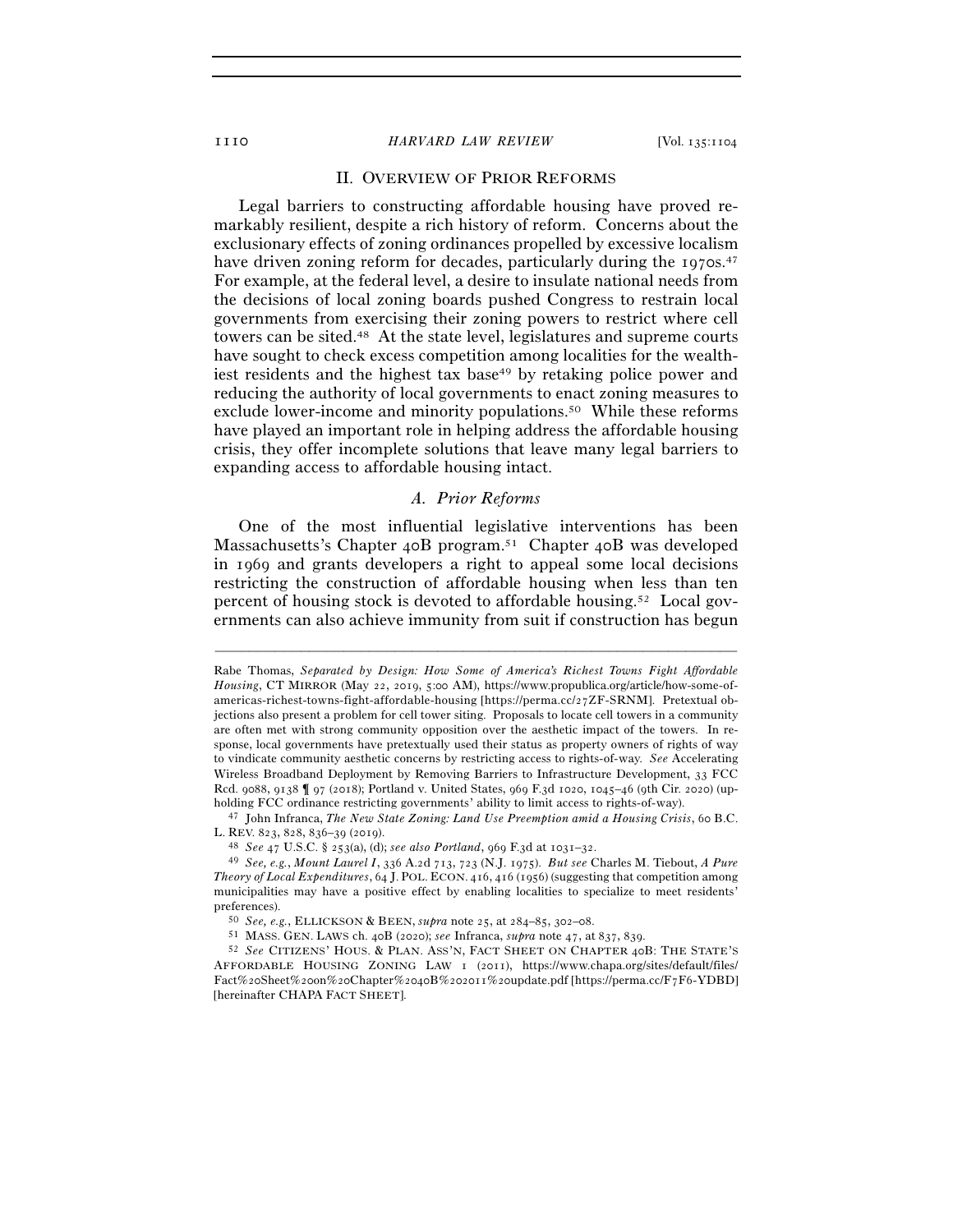## II. Overview of Prior Reforms

Legal barriers to constructing affordable housing have proved remarkably resilient, despite a rich history of reform. Concerns about the exclusionary effects of zoning ordinances propelled by excessive localism have driven zoning reform for decades, particularly during the 1970s.[47] For example, at the federal level, a desire to insulate national needs from the decisions of local zoning boards pushed Congress to restrain local governments from exercising their zoning powers to restrict where cell towers can be sited.[48] At the state level, legislatures and supreme courts have sought to check excess competition among localities for the wealthiest residents and the highest tax base[49] by retaking police power and reducing the authority of local governments to enact zoning measures to exclude lower-income and minority populations.[50] While these reforms have played an important role in helping address the affordable housing crisis, they offer incomplete solutions that leave many legal barriers to expanding access to affordable housing intact.

### A. Prior Reforms

One of the most influential legislative interventions has been Massachusetts's Chapter 40B program.[51] Chapter 40B was developed in 1969 and grants developers a right to appeal some local decisions restricting the construction of affordable housing when less than ten percent of housing stock is devoted to affordable housing.[52] Local governments can also achieve immunity from suit if construction has begun

---

Rabe Thomas, *Separated by Design: How Some of America's Richest Towns Fight Affordable Housing*, CT MIRROR (May 22, 2019, 5:00 AM), https://www.propublica.org/article/how-some-of-americas-richest-towns-fight-affordable-housing [https://perma.cc/27ZF-SRNM]. Pretextual objections also present a problem for cell tower siting. Proposals to locate cell towers in a community are often met with strong community opposition over the aesthetic impact of the towers. In response, local governments have pretextually used their status as property owners of rights of way to vindicate community aesthetic concerns by restricting access to rights-of-way. *See* Accelerating Wireless Broadband Deployment by Removing Barriers to Infrastructure Development, 33 FCC Rcd. 9088, 9138 ¶ 97 (2018); Portland v. United States, 969 F.3d 1020, 1045–46 (9th Cir. 2020) (upholding FCC ordinance restricting governments' ability to limit access to rights-of-way).

[47] John Infranca, *The New State Zoning: Land Use Preemption amid a Housing Crisis*, 60 B.C. L. REV. 823, 828, 836–39 (2019).

[48] *See* 47 U.S.C. § 253(a), (d); *see also Portland*, 969 F.3d at 1031–32.

[49] *See, e.g.*, *Mount Laurel I*, 336 A.2d 713, 723 (N.J. 1975). *But see* Charles M. Tiebout, *A Pure Theory of Local Expenditures*, 64 J. POL. ECON. 416, 416 (1956) (suggesting that competition among municipalities may have a positive effect by enabling localities to specialize to meet residents' preferences).

[50] *See, e.g.*, ELLICKSON & BEEN, *supra* note 25, at 284–85, 302–08.

[51] MASS. GEN. LAWS ch. 40B (2020); *see* Infranca, *supra* note 47, at 837, 839.

[52] *See* CITIZENS' HOUS. & PLAN. ASS'N, FACT SHEET ON CHAPTER 40B: THE STATE'S AFFORDABLE HOUSING ZONING LAW 1 (2011), https://www.chapa.org/sites/default/files/Fact%20Sheet%20on%20Chapter%2040B%202011%20update.pdf [https://perma.cc/F7F6-YDBD] [hereinafter CHAPA FACT SHEET].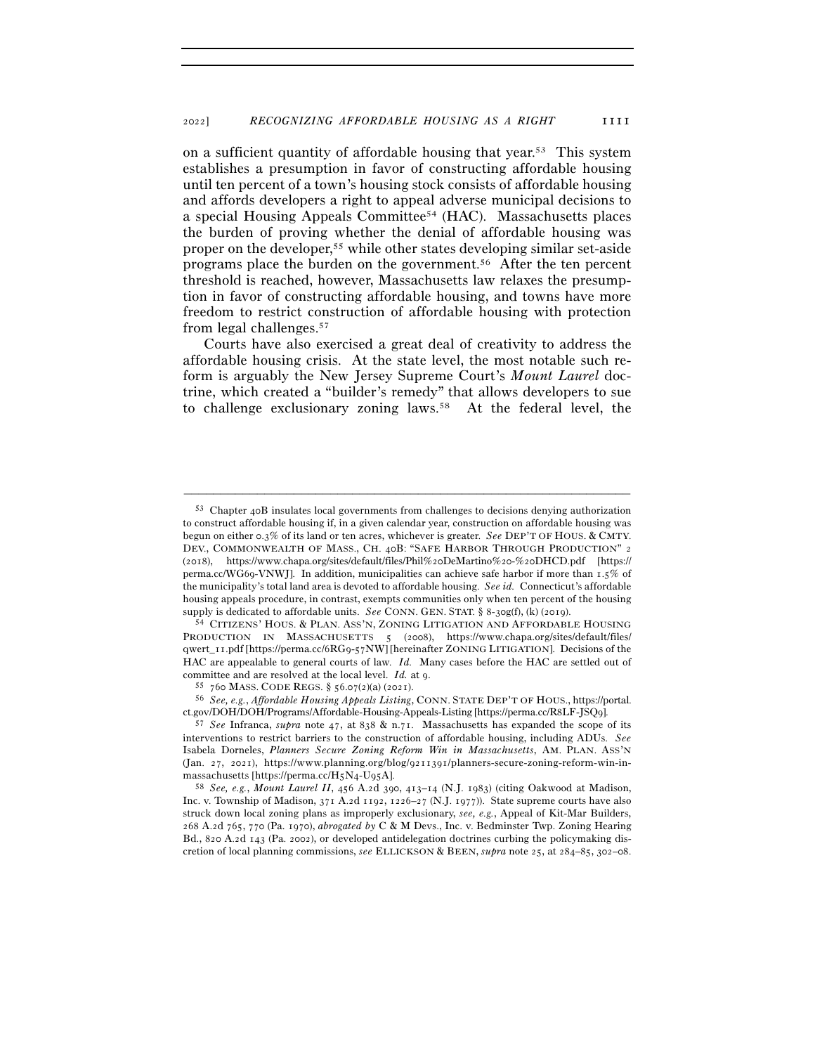on a sufficient quantity of affordable housing that year.[53] This system establishes a presumption in favor of constructing affordable housing until ten percent of a town's housing stock consists of affordable housing and affords developers a right to appeal adverse municipal decisions to a special Housing Appeals Committee[54] (HAC). Massachusetts places the burden of proving whether the denial of affordable housing was proper on the developer,[55] while other states developing similar set-aside programs place the burden on the government.[56] After the ten percent threshold is reached, however, Massachusetts law relaxes the presumption in favor of constructing affordable housing, and towns have more freedom to restrict construction of affordable housing with protection from legal challenges.[57]

Courts have also exercised a great deal of creativity to address the affordable housing crisis. At the state level, the most notable such reform is arguably the New Jersey Supreme Court's *Mount Laurel* doctrine, which created a "builder's remedy" that allows developers to sue to challenge exclusionary zoning laws.[58] At the federal level, the

---

[53] Chapter 40B insulates local governments from challenges to decisions denying authorization to construct affordable housing if, in a given calendar year, construction on affordable housing was begun on either 0.3% of its land or ten acres, whichever is greater. *See* DEP'T OF HOUS. & CMTY. DEV., COMMONWEALTH OF MASS., CH. 40B: "SAFE HARBOR THROUGH PRODUCTION" 2 (2018), https://www.chapa.org/sites/default/files/Phil%20DeMartino%20-%20DHCD.pdf [https://perma.cc/WG69-VNWJ]. In addition, municipalities can achieve safe harbor if more than 1.5% of the municipality's total land area is devoted to affordable housing. *See id.* Connecticut's affordable housing appeals procedure, in contrast, exempts communities only when ten percent of the housing supply is dedicated to affordable units. *See* CONN. GEN. STAT. § 8-30g(f), (k) (2019).

[54] CITIZENS' HOUS. & PLAN. ASS'N, ZONING LITIGATION AND AFFORDABLE HOUSING PRODUCTION IN MASSACHUSETTS 5 (2008), https://www.chapa.org/sites/default/files/qwert_11.pdf [https://perma.cc/6RG9-57NW] [hereinafter ZONING LITIGATION]. Decisions of the HAC are appealable to general courts of law. *Id.* Many cases before the HAC are settled out of committee and are resolved at the local level. *Id.* at 9.

[55] 760 MASS. CODE REGS. § 56.07(2)(a) (2021).

[56] *See, e.g.*, *Affordable Housing Appeals Listing*, CONN. STATE DEP'T OF HOUS., https://portal.ct.gov/DOH/DOH/Programs/Affordable-Housing-Appeals-Listing [https://perma.cc/R8LF-JSQ9].

[57] *See* Infranca, *supra* note 47, at 838 & n.71. Massachusetts has expanded the scope of its interventions to restrict barriers to the construction of affordable housing, including ADUs. *See* Isabela Dorneles, *Planners Secure Zoning Reform Win in Massachusetts*, AM. PLAN. ASS'N (Jan. 27, 2021), https://www.planning.org/blog/9211391/planners-secure-zoning-reform-win-in-massachusetts [https://perma.cc/H5N4-U95A].

[58] *See, e.g.*, *Mount Laurel II*, 456 A.2d 390, 413–14 (N.J. 1983) (citing Oakwood at Madison, Inc. v. Township of Madison, 371 A.2d 1192, 1226–27 (N.J. 1977)). State supreme courts have also struck down local zoning plans as improperly exclusionary, *see, e.g.*, Appeal of Kit-Mar Builders, 268 A.2d 765, 770 (Pa. 1970), *abrogated by* C & M Devs., Inc. v. Bedminster Twp. Zoning Hearing Bd., 820 A.2d 143 (Pa. 2002), or developed antidelegation doctrines curbing the policymaking discretion of local planning commissions, *see* ELLICKSON & BEEN, *supra* note 25, at 284–85, 302–08.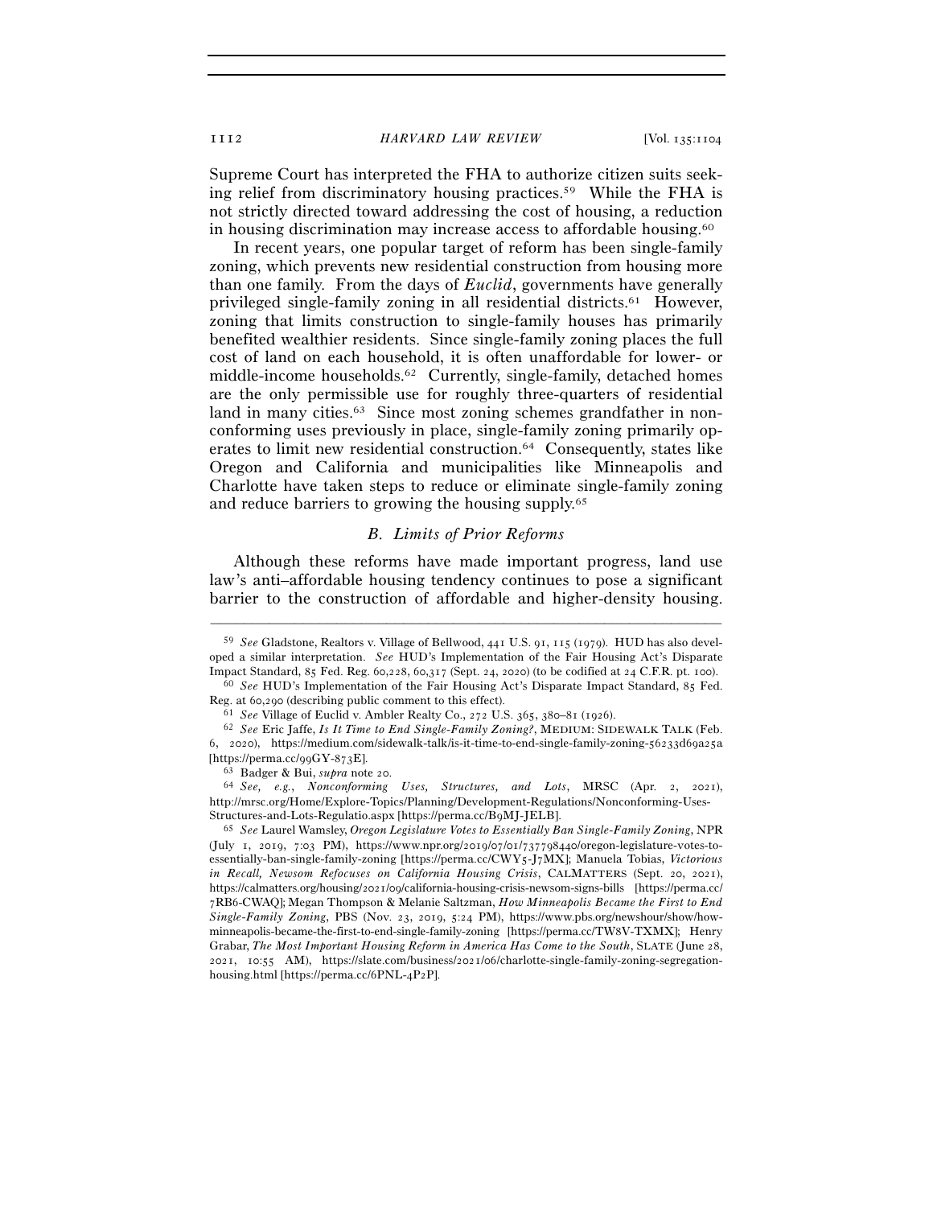Supreme Court has interpreted the FHA to authorize citizen suits seeking relief from discriminatory housing practices.[59] While the FHA is not strictly directed toward addressing the cost of housing, a reduction in housing discrimination may increase access to affordable housing.[60]

In recent years, one popular target of reform has been single-family zoning, which prevents new residential construction from housing more than one family. From the days of *Euclid*, governments have generally privileged single-family zoning in all residential districts.[61] However, zoning that limits construction to single-family houses has primarily benefited wealthier residents. Since single-family zoning places the full cost of land on each household, it is often unaffordable for lower- or middle-income households.[62] Currently, single-family, detached homes are the only permissible use for roughly three-quarters of residential land in many cities.[63] Since most zoning schemes grandfather in nonconforming uses previously in place, single-family zoning primarily operates to limit new residential construction.[64] Consequently, states like Oregon and California and municipalities like Minneapolis and Charlotte have taken steps to reduce or eliminate single-family zoning and reduce barriers to growing the housing supply.[65]

### *B. Limits of Prior Reforms*

Although these reforms have made important progress, land use law's anti–affordable housing tendency continues to pose a significant barrier to the construction of affordable and higher-density housing.

---

[59] *See* Gladstone, Realtors v. Village of Bellwood, 441 U.S. 91, 115 (1979). HUD has also developed a similar interpretation. *See* HUD's Implementation of the Fair Housing Act's Disparate Impact Standard, 85 Fed. Reg. 60,228, 60,317 (Sept. 24, 2020) (to be codified at 24 C.F.R. pt. 100).

[60] *See* HUD's Implementation of the Fair Housing Act's Disparate Impact Standard, 85 Fed. Reg. at 60,290 (describing public comment to this effect).

[61] *See* Village of Euclid v. Ambler Realty Co., 272 U.S. 365, 380–81 (1926).

[62] *See* Eric Jaffe, *Is It Time to End Single-Family Zoning?*, MEDIUM: SIDEWALK TALK (Feb. 6, 2020), https://medium.com/sidewalk-talk/is-it-time-to-end-single-family-zoning-56233d69a25a [https://perma.cc/99GY-873E].

[63] Badger & Bui, *supra* note 20.

[64] *See, e.g.*, *Nonconforming Uses, Structures, and Lots*, MRSC (Apr. 2, 2021), http://mrsc.org/Home/Explore-Topics/Planning/Development-Regulations/Nonconforming-Uses-Structures-and-Lots-Regulatio.aspx [https://perma.cc/B9MJ-JELB].

[65] *See* Laurel Wamsley, *Oregon Legislature Votes to Essentially Ban Single-Family Zoning*, NPR (July 1, 2019, 7:03 PM), https://www.npr.org/2019/07/01/737798440/oregon-legislature-votes-to-essentially-ban-single-family-zoning [https://perma.cc/CWY5-J7MX]; Manuela Tobias, *Victorious in Recall, Newsom Refocuses on California Housing Crisis*, CALMATTERS (Sept. 20, 2021), https://calmatters.org/housing/2021/09/california-housing-crisis-newsom-signs-bills [https://perma.cc/7RB6-CWAQ]; Megan Thompson & Melanie Saltzman, *How Minneapolis Became the First to End Single-Family Zoning*, PBS (Nov. 23, 2019, 5:24 PM), https://www.pbs.org/newshour/show/how-minneapolis-became-the-first-to-end-single-family-zoning [https://perma.cc/TW8V-TXMX]; Henry Grabar, *The Most Important Housing Reform in America Has Come to the South*, SLATE (June 28, 2021, 10:55 AM), https://slate.com/business/2021/06/charlotte-single-family-zoning-segregation-housing.html [https://perma.cc/6PNL-4P2P].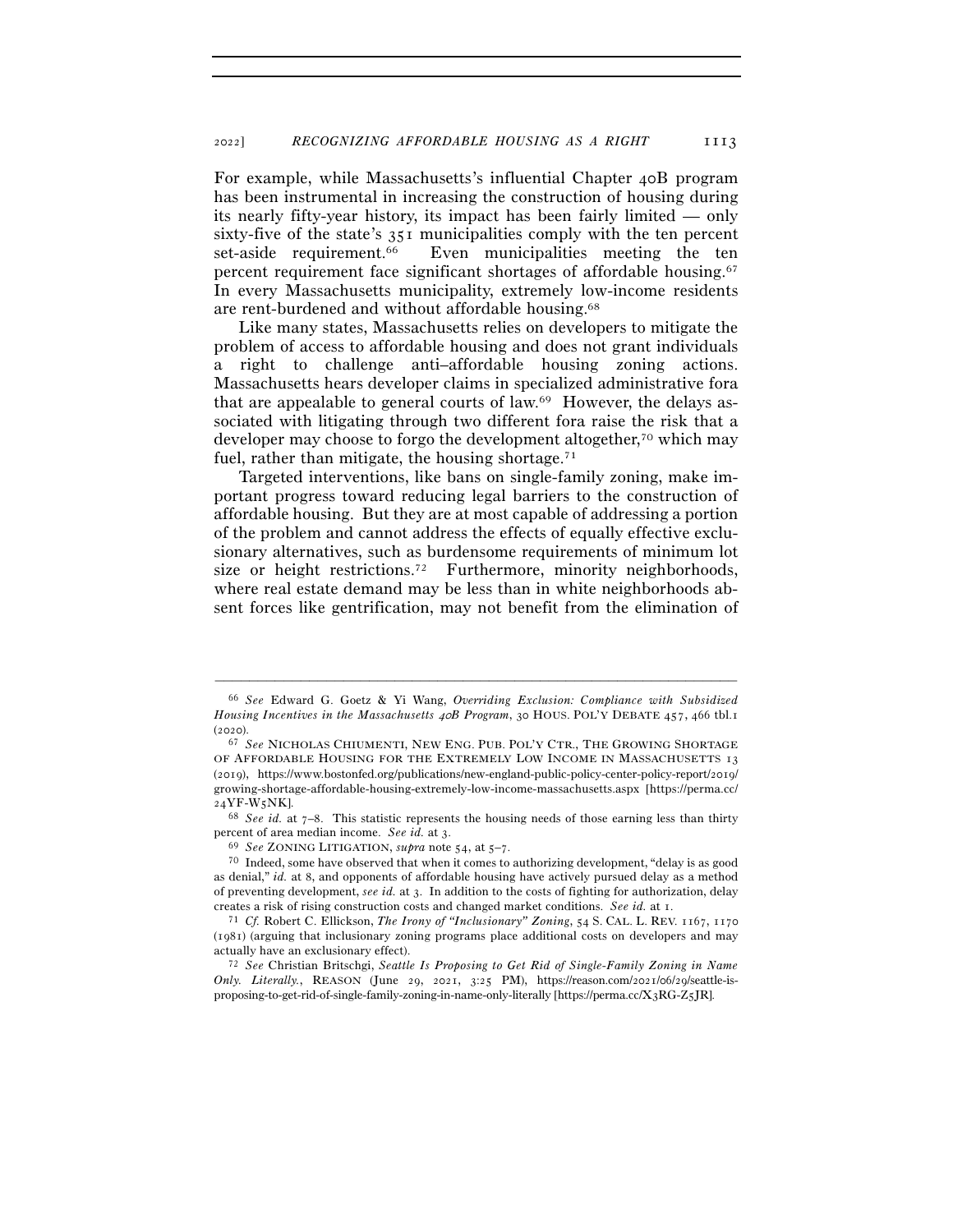For example, while Massachusetts's influential Chapter 40B program has been instrumental in increasing the construction of housing during its nearly fifty-year history, its impact has been fairly limited — only sixty-five of the state's 351 municipalities comply with the ten percent set-aside requirement.[66] Even municipalities meeting the ten percent requirement face significant shortages of affordable housing.[67] In every Massachusetts municipality, extremely low-income residents are rent-burdened and without affordable housing.[68]

Like many states, Massachusetts relies on developers to mitigate the problem of access to affordable housing and does not grant individuals a right to challenge anti–affordable housing zoning actions. Massachusetts hears developer claims in specialized administrative fora that are appealable to general courts of law.[69] However, the delays associated with litigating through two different fora raise the risk that a developer may choose to forgo the development altogether,[70] which may fuel, rather than mitigate, the housing shortage.[71]

Targeted interventions, like bans on single-family zoning, make important progress toward reducing legal barriers to the construction of affordable housing. But they are at most capable of addressing a portion of the problem and cannot address the effects of equally effective exclusionary alternatives, such as burdensome requirements of minimum lot size or height restrictions.[72] Furthermore, minority neighborhoods, where real estate demand may be less than in white neighborhoods absent forces like gentrification, may not benefit from the elimination of

---

[66] *See* Edward G. Goetz & Yi Wang, *Overriding Exclusion: Compliance with Subsidized Housing Incentives in the Massachusetts 40B Program*, 30 HOUS. POL'Y DEBATE 457, 466 tbl.1 (2020).

[67] *See* NICHOLAS CHIUMENTI, NEW ENG. PUB. POL'Y CTR., THE GROWING SHORTAGE OF AFFORDABLE HOUSING FOR THE EXTREMELY LOW INCOME IN MASSACHUSETTS 13 (2019), https://www.bostonfed.org/publications/new-england-public-policy-center-policy-report/2019/growing-shortage-affordable-housing-extremely-low-income-massachusetts.aspx [https://perma.cc/24YF-W5NK].

[68] *See id.* at 7–8. This statistic represents the housing needs of those earning less than thirty percent of area median income. *See id.* at 3.

[69] *See* ZONING LITIGATION, *supra* note 54, at 5–7.

[70] Indeed, some have observed that when it comes to authorizing development, "delay is as good as denial," *id.* at 8, and opponents of affordable housing have actively pursued delay as a method of preventing development, *see id.* at 3. In addition to the costs of fighting for authorization, delay creates a risk of rising construction costs and changed market conditions. *See id.* at 1.

[71] *Cf.* Robert C. Ellickson, *The Irony of "Inclusionary" Zoning*, 54 S. CAL. L. REV. 1167, 1170 (1981) (arguing that inclusionary zoning programs place additional costs on developers and may actually have an exclusionary effect).

[72] *See* Christian Britschgi, *Seattle Is Proposing to Get Rid of Single-Family Zoning in Name Only. Literally.*, REASON (June 29, 2021, 3:25 PM), https://reason.com/2021/06/29/seattle-is-proposing-to-get-rid-of-single-family-zoning-in-name-only-literally [https://perma.cc/X3RG-Z5JR].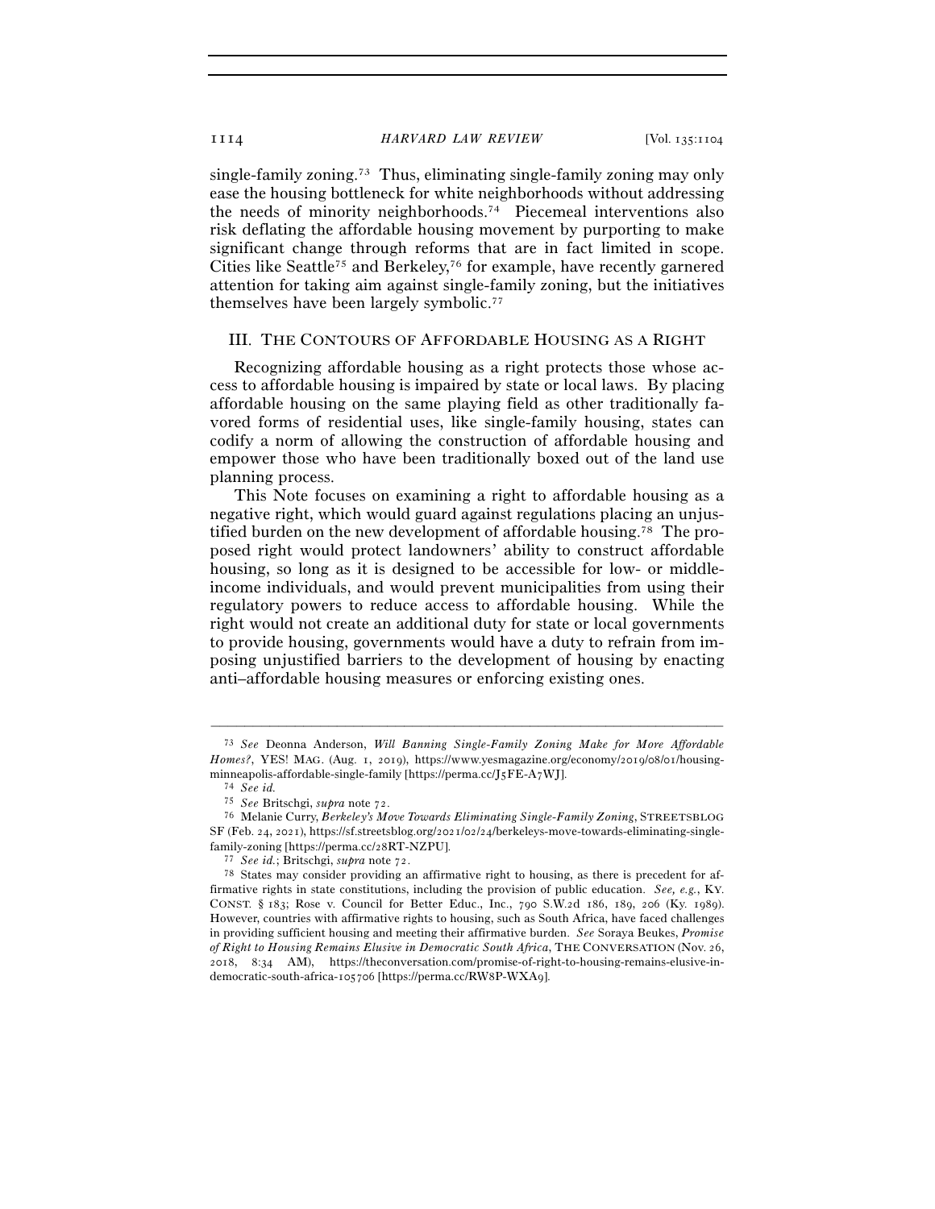single-family zoning.[73] Thus, eliminating single-family zoning may only ease the housing bottleneck for white neighborhoods without addressing the needs of minority neighborhoods.[74] Piecemeal interventions also risk deflating the affordable housing movement by purporting to make significant change through reforms that are in fact limited in scope. Cities like Seattle[75] and Berkeley,[76] for example, have recently garnered attention for taking aim against single-family zoning, but the initiatives themselves have been largely symbolic.[77]

## III. THE CONTOURS OF AFFORDABLE HOUSING AS A RIGHT

Recognizing affordable housing as a right protects those whose access to affordable housing is impaired by state or local laws. By placing affordable housing on the same playing field as other traditionally favored forms of residential uses, like single-family housing, states can codify a norm of allowing the construction of affordable housing and empower those who have been traditionally boxed out of the land use planning process.

This Note focuses on examining a right to affordable housing as a negative right, which would guard against regulations placing an unjustified burden on the new development of affordable housing.[78] The proposed right would protect landowners' ability to construct affordable housing, so long as it is designed to be accessible for low- or middle-income individuals, and would prevent municipalities from using their regulatory powers to reduce access to affordable housing. While the right would not create an additional duty for state or local governments to provide housing, governments would have a duty to refrain from imposing unjustified barriers to the development of housing by enacting anti–affordable housing measures or enforcing existing ones.

---

[73] *See* Deonna Anderson, *Will Banning Single-Family Zoning Make for More Affordable Homes?*, YES! MAG. (Aug. 1, 2019), https://www.yesmagazine.org/economy/2019/08/01/housing-minneapolis-affordable-single-family [https://perma.cc/J5FE-A7WJ].

[74] *See id.*

[75] *See* Britschgi, *supra* note 72.

[76] Melanie Curry, *Berkeley's Move Towards Eliminating Single-Family Zoning*, STREETSBLOG SF (Feb. 24, 2021), https://sf.streetsblog.org/2021/02/24/berkeleys-move-towards-eliminating-single-family-zoning [https://perma.cc/28RT-NZPU].

[77] *See id.*; Britschgi, *supra* note 72.

[78] States may consider providing an affirmative right to housing, as there is precedent for affirmative rights in state constitutions, including the provision of public education. *See, e.g.*, KY. CONST. § 183; Rose v. Council for Better Educ., Inc., 790 S.W.2d 186, 189, 206 (Ky. 1989). However, countries with affirmative rights to housing, such as South Africa, have faced challenges in providing sufficient housing and meeting their affirmative burden. *See* Soraya Beukes, *Promise of Right to Housing Remains Elusive in Democratic South Africa*, THE CONVERSATION (Nov. 26, 2018, 8:34 AM), https://theconversation.com/promise-of-right-to-housing-remains-elusive-in-democratic-south-africa-105706 [https://perma.cc/RW8P-WXA9].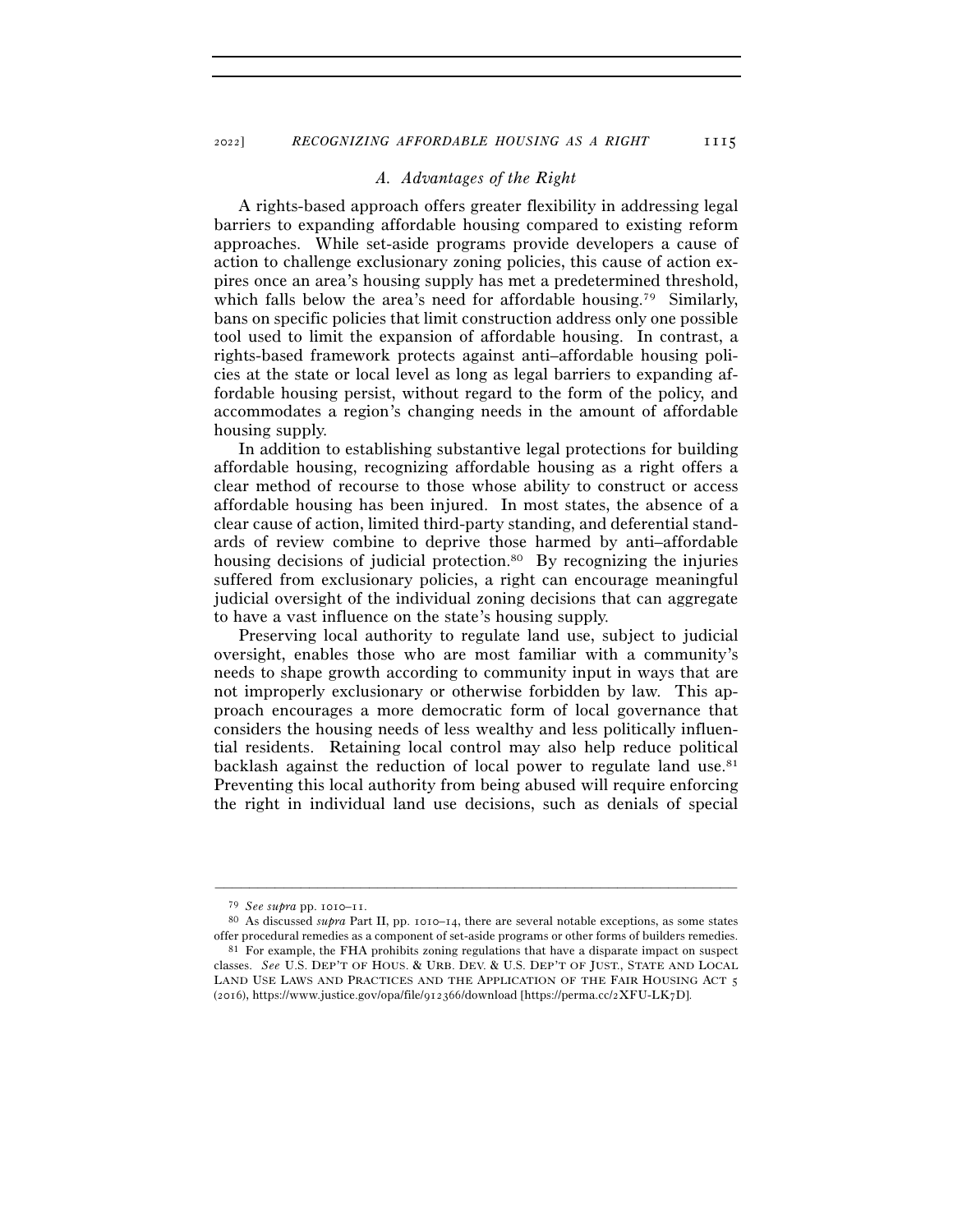### *A. Advantages of the Right*

A rights-based approach offers greater flexibility in addressing legal barriers to expanding affordable housing compared to existing reform approaches. While set-aside programs provide developers a cause of action to challenge exclusionary zoning policies, this cause of action expires once an area's housing supply has met a predetermined threshold, which falls below the area's need for affordable housing.[79] Similarly, bans on specific policies that limit construction address only one possible tool used to limit the expansion of affordable housing. In contrast, a rights-based framework protects against anti–affordable housing policies at the state or local level as long as legal barriers to expanding affordable housing persist, without regard to the form of the policy, and accommodates a region's changing needs in the amount of affordable housing supply.

In addition to establishing substantive legal protections for building affordable housing, recognizing affordable housing as a right offers a clear method of recourse to those whose ability to construct or access affordable housing has been injured. In most states, the absence of a clear cause of action, limited third-party standing, and deferential standards of review combine to deprive those harmed by anti–affordable housing decisions of judicial protection.[80] By recognizing the injuries suffered from exclusionary policies, a right can encourage meaningful judicial oversight of the individual zoning decisions that can aggregate to have a vast influence on the state's housing supply.

Preserving local authority to regulate land use, subject to judicial oversight, enables those who are most familiar with a community's needs to shape growth according to community input in ways that are not improperly exclusionary or otherwise forbidden by law. This approach encourages a more democratic form of local governance that considers the housing needs of less wealthy and less politically influential residents. Retaining local control may also help reduce political backlash against the reduction of local power to regulate land use.[81] Preventing this local authority from being abused will require enforcing the right in individual land use decisions, such as denials of special

---

[79] *See supra* pp. 1010–11.

[80] As discussed *supra* Part II, pp. 1010–14, there are several notable exceptions, as some states offer procedural remedies as a component of set-aside programs or other forms of builders remedies.

[81] For example, the FHA prohibits zoning regulations that have a disparate impact on suspect classes. *See* U.S. DEP'T OF HOUS. & URB. DEV. & U.S. DEP'T OF JUST., STATE AND LOCAL LAND USE LAWS AND PRACTICES AND THE APPLICATION OF THE FAIR HOUSING ACT 5 (2016), https://www.justice.gov/opa/file/912366/download [https://perma.cc/2XFU-LK7D].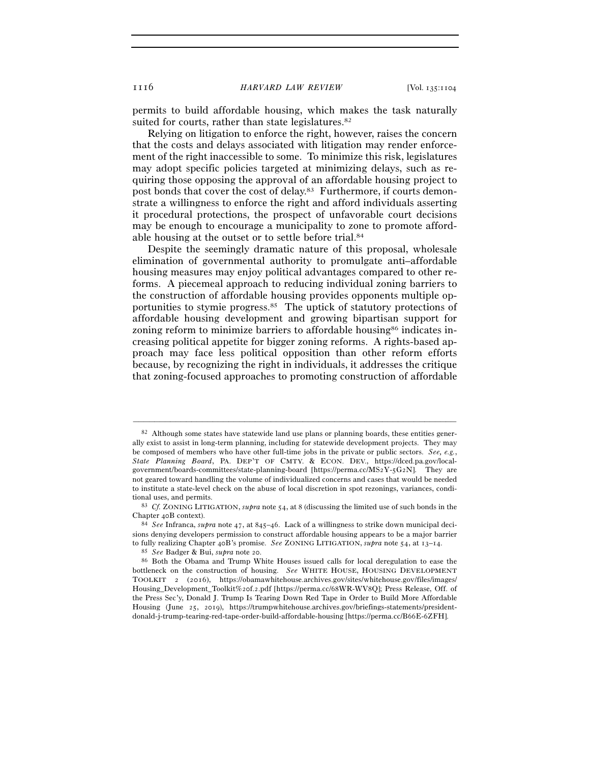permits to build affordable housing, which makes the task naturally suited for courts, rather than state legislatures.[82]

Relying on litigation to enforce the right, however, raises the concern that the costs and delays associated with litigation may render enforcement of the right inaccessible to some. To minimize this risk, legislatures may adopt specific policies targeted at minimizing delays, such as requiring those opposing the approval of an affordable housing project to post bonds that cover the cost of delay.[83] Furthermore, if courts demonstrate a willingness to enforce the right and afford individuals asserting it procedural protections, the prospect of unfavorable court decisions may be enough to encourage a municipality to zone to promote affordable housing at the outset or to settle before trial.[84]

Despite the seemingly dramatic nature of this proposal, wholesale elimination of governmental authority to promulgate anti–affordable housing measures may enjoy political advantages compared to other reforms. A piecemeal approach to reducing individual zoning barriers to the construction of affordable housing provides opponents multiple opportunities to stymie progress.[85] The uptick of statutory protections of affordable housing development and growing bipartisan support for zoning reform to minimize barriers to affordable housing[86] indicates increasing political appetite for bigger zoning reforms. A rights-based approach may face less political opposition than other reform efforts because, by recognizing the right in individuals, it addresses the critique that zoning-focused approaches to promoting construction of affordable

---

[82] Although some states have statewide land use plans or planning boards, these entities generally exist to assist in long-term planning, including for statewide development projects. They may be composed of members who have other full-time jobs in the private or public sectors. *See, e.g.*, *State Planning Board*, PA. DEP'T OF CMTY. & ECON. DEV., https://dced.pa.gov/local-government/boards-committees/state-planning-board [https://perma.cc/MS2Y-5G2N]. They are not geared toward handling the volume of individualized concerns and cases that would be needed to institute a state-level check on the abuse of local discretion in spot rezonings, variances, conditional uses, and permits.

[83] *Cf.* ZONING LITIGATION, *supra* note 54, at 8 (discussing the limited use of such bonds in the Chapter 40B context).

[84] *See* Infranca, *supra* note 47, at 845–46. Lack of a willingness to strike down municipal decisions denying developers permission to construct affordable housing appears to be a major barrier to fully realizing Chapter 40B's promise. *See* ZONING LITIGATION, *supra* note 54, at 13–14.

[85] *See* Badger & Bui, *supra* note 20.

[86] Both the Obama and Trump White Houses issued calls for local deregulation to ease the bottleneck on the construction of housing. *See* WHITE HOUSE, HOUSING DEVELOPMENT TOOLKIT 2 (2016), https://obamawhitehouse.archives.gov/sites/whitehouse.gov/files/images/Housing_Development_Toolkit%20f.2.pdf [https://perma.cc/68WR-WV8Q]; Press Release, Off. of the Press Sec'y, Donald J. Trump Is Tearing Down Red Tape in Order to Build More Affordable Housing (June 25, 2019), https://trumpwhitehouse.archives.gov/briefings-statements/president-donald-j-trump-tearing-red-tape-order-build-affordable-housing [https://perma.cc/B66E-6ZFH].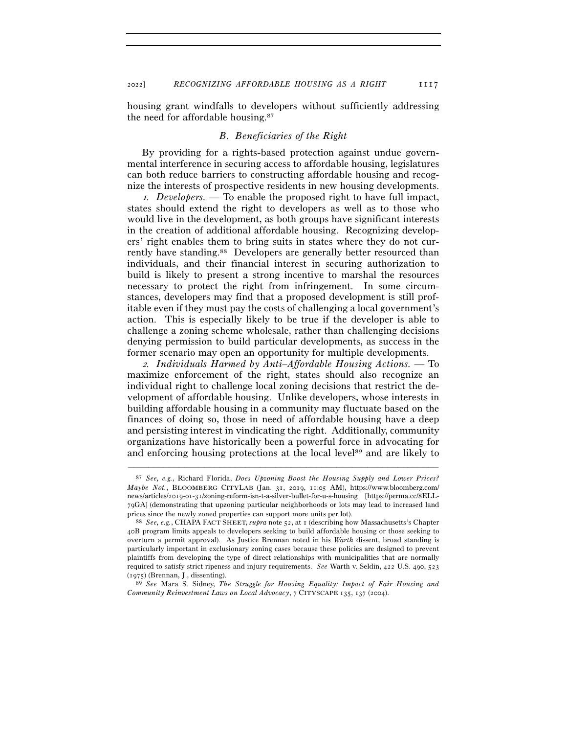housing grant windfalls to developers without sufficiently addressing the need for affordable housing.[87]

### B. Beneficiaries of the Right

By providing for a rights-based protection against undue governmental interference in securing access to affordable housing, legislatures can both reduce barriers to constructing affordable housing and recognize the interests of prospective residents in new housing developments.

*1. Developers.* — To enable the proposed right to have full impact, states should extend the right to developers as well as to those who would live in the development, as both groups have significant interests in the creation of additional affordable housing. Recognizing developers' right enables them to bring suits in states where they do not currently have standing.[88] Developers are generally better resourced than individuals, and their financial interest in securing authorization to build is likely to present a strong incentive to marshal the resources necessary to protect the right from infringement. In some circumstances, developers may find that a proposed development is still profitable even if they must pay the costs of challenging a local government's action. This is especially likely to be true if the developer is able to challenge a zoning scheme wholesale, rather than challenging decisions denying permission to build particular developments, as success in the former scenario may open an opportunity for multiple developments.

*2. Individuals Harmed by Anti–Affordable Housing Actions.* — To maximize enforcement of the right, states should also recognize an individual right to challenge local zoning decisions that restrict the development of affordable housing. Unlike developers, whose interests in building affordable housing in a community may fluctuate based on the finances of doing so, those in need of affordable housing have a deep and persisting interest in vindicating the right. Additionally, community organizations have historically been a powerful force in advocating for and enforcing housing protections at the local level[89] and are likely to

---

[87] *See, e.g.*, Richard Florida, *Does Upzoning Boost the Housing Supply and Lower Prices? Maybe Not.*, BLOOMBERG CITYLAB (Jan. 31, 2019, 11:05 AM), https://www.bloomberg.com/news/articles/2019-01-31/zoning-reform-isn-t-a-silver-bullet-for-u-s-housing [https://perma.cc/8ELL-79GA] (demonstrating that upzoning particular neighborhoods or lots may lead to increased land prices since the newly zoned properties can support more units per lot).

[88] *See, e.g.*, CHAPA FACT SHEET, *supra* note 52, at 1 (describing how Massachusetts's Chapter 40B program limits appeals to developers seeking to build affordable housing or those seeking to overturn a permit approval). As Justice Brennan noted in his *Warth* dissent, broad standing is particularly important in exclusionary zoning cases because these policies are designed to prevent plaintiffs from developing the type of direct relationships with municipalities that are normally required to satisfy strict ripeness and injury requirements. *See* Warth v. Seldin, 422 U.S. 490, 523 (1975) (Brennan, J., dissenting).

[89] *See* Mara S. Sidney, *The Struggle for Housing Equality: Impact of Fair Housing and Community Reinvestment Laws on Local Advocacy*, 7 CITYSCAPE 135, 137 (2004).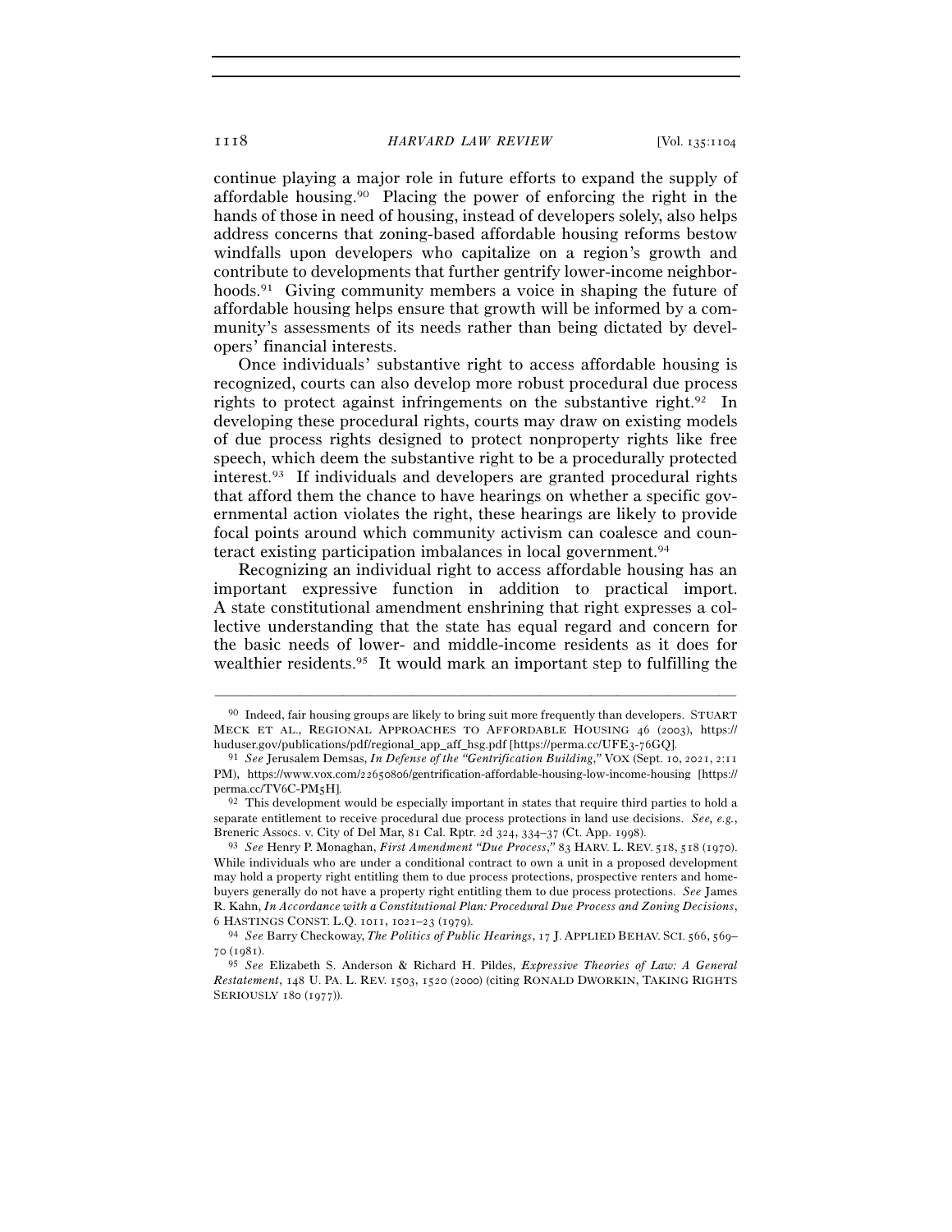continue playing a major role in future efforts to expand the supply of affordable housing.[90] Placing the power of enforcing the right in the hands of those in need of housing, instead of developers solely, also helps address concerns that zoning-based affordable housing reforms bestow windfalls upon developers who capitalize on a region's growth and contribute to developments that further gentrify lower-income neighborhoods.[91] Giving community members a voice in shaping the future of affordable housing helps ensure that growth will be informed by a community's assessments of its needs rather than being dictated by developers' financial interests.

Once individuals' substantive right to access affordable housing is recognized, courts can also develop more robust procedural due process rights to protect against infringements on the substantive right.[92] In developing these procedural rights, courts may draw on existing models of due process rights designed to protect nonproperty rights like free speech, which deem the substantive right to be a procedurally protected interest.[93] If individuals and developers are granted procedural rights that afford them the chance to have hearings on whether a specific governmental action violates the right, these hearings are likely to provide focal points around which community activism can coalesce and counteract existing participation imbalances in local government.[94]

Recognizing an individual right to access affordable housing has an important expressive function in addition to practical import. A state constitutional amendment enshrining that right expresses a collective understanding that the state has equal regard and concern for the basic needs of lower- and middle-income residents as it does for wealthier residents.[95] It would mark an important step to fulfilling the

---

[90] Indeed, fair housing groups are likely to bring suit more frequently than developers. STUART MECK ET AL., REGIONAL APPROACHES TO AFFORDABLE HOUSING 46 (2003), https://huduser.gov/publications/pdf/regional_app_aff_hsg.pdf [https://perma.cc/UFE3-76GQ].

[91] *See* Jerusalem Demsas, *In Defense of the "Gentrification Building*,*"* VOX (Sept. 10, 2021, 2:11 PM), https://www.vox.com/22650806/gentrification-affordable-housing-low-income-housing [https://perma.cc/TV6C-PM5H].

[92] This development would be especially important in states that require third parties to hold a separate entitlement to receive procedural due process protections in land use decisions. *See, e.g.*, Breneric Assocs. v. City of Del Mar, 81 Cal. Rptr. 2d 324, 334–37 (Ct. App. 1998).

[93] *See* Henry P. Monaghan, *First Amendment "Due Process*,*"* 83 HARV. L. REV. 518, 518 (1970). While individuals who are under a conditional contract to own a unit in a proposed development may hold a property right entitling them to due process protections, prospective renters and homebuyers generally do not have a property right entitling them to due process protections. *See* James R. Kahn, *In Accordance with a Constitutional Plan: Procedural Due Process and Zoning Decisions*, 6 HASTINGS CONST. L.Q. 1011, 1021–23 (1979).

[94] *See* Barry Checkoway, *The Politics of Public Hearings*, 17 J. APPLIED BEHAV. SCI. 566, 569–70 (1981).

[95] *See* Elizabeth S. Anderson & Richard H. Pildes, *Expressive Theories of Law: A General Restatement*, 148 U. PA. L. REV. 1503, 1520 (2000) (citing RONALD DWORKIN, TAKING RIGHTS SERIOUSLY 180 (1977)).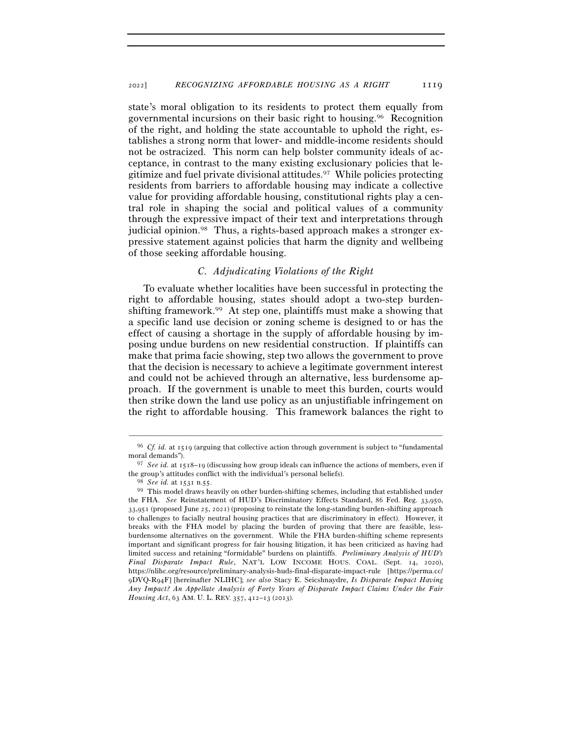state's moral obligation to its residents to protect them equally from governmental incursions on their basic right to housing.[96] Recognition of the right, and holding the state accountable to uphold the right, establishes a strong norm that lower- and middle-income residents should not be ostracized. This norm can help bolster community ideals of acceptance, in contrast to the many existing exclusionary policies that legitimize and fuel private divisional attitudes.[97] While policies protecting residents from barriers to affordable housing may indicate a collective value for providing affordable housing, constitutional rights play a central role in shaping the social and political values of a community through the expressive impact of their text and interpretations through judicial opinion.[98] Thus, a rights-based approach makes a stronger expressive statement against policies that harm the dignity and wellbeing of those seeking affordable housing.

### *C. Adjudicating Violations of the Right*

To evaluate whether localities have been successful in protecting the right to affordable housing, states should adopt a two-step burden-shifting framework.[99] At step one, plaintiffs must make a showing that a specific land use decision or zoning scheme is designed to or has the effect of causing a shortage in the supply of affordable housing by imposing undue burdens on new residential construction. If plaintiffs can make that prima facie showing, step two allows the government to prove that the decision is necessary to achieve a legitimate government interest and could not be achieved through an alternative, less burdensome approach. If the government is unable to meet this burden, courts would then strike down the land use policy as an unjustifiable infringement on the right to affordable housing. This framework balances the right to

---

[96] *Cf. id.* at 1519 (arguing that collective action through government is subject to "fundamental moral demands").

[97] *See id.* at 1518–19 (discussing how group ideals can influence the actions of members, even if the group's attitudes conflict with the individual's personal beliefs).

[98] *See id.* at 1531 n.55.

[99] This model draws heavily on other burden-shifting schemes, including that established under the FHA. *See* Reinstatement of HUD's Discriminatory Effects Standard, 86 Fed. Reg. 33,950, 33,951 (proposed June 25, 2021) (proposing to reinstate the long-standing burden-shifting approach to challenges to facially neutral housing practices that are discriminatory in effect). However, it breaks with the FHA model by placing the burden of proving that there are feasible, less-burdensome alternatives on the government. While the FHA burden-shifting scheme represents important and significant progress for fair housing litigation, it has been criticized as having had limited success and retaining "formidable" burdens on plaintiffs. *Preliminary Analysis of HUD's Final Disparate Impact Rule*, NAT'L LOW INCOME HOUS. COAL. (Sept. 14, 2020), https://nlihc.org/resource/preliminary-analysis-huds-final-disparate-impact-rule [https://perma.cc/9DVQ-R94F] [hereinafter NLIHC]; *see also* Stacy E. Seicshnaydre, *Is Disparate Impact Having Any Impact? An Appellate Analysis of Forty Years of Disparate Impact Claims Under the Fair Housing Act*, 63 AM. U. L. REV. 357, 412–13 (2013).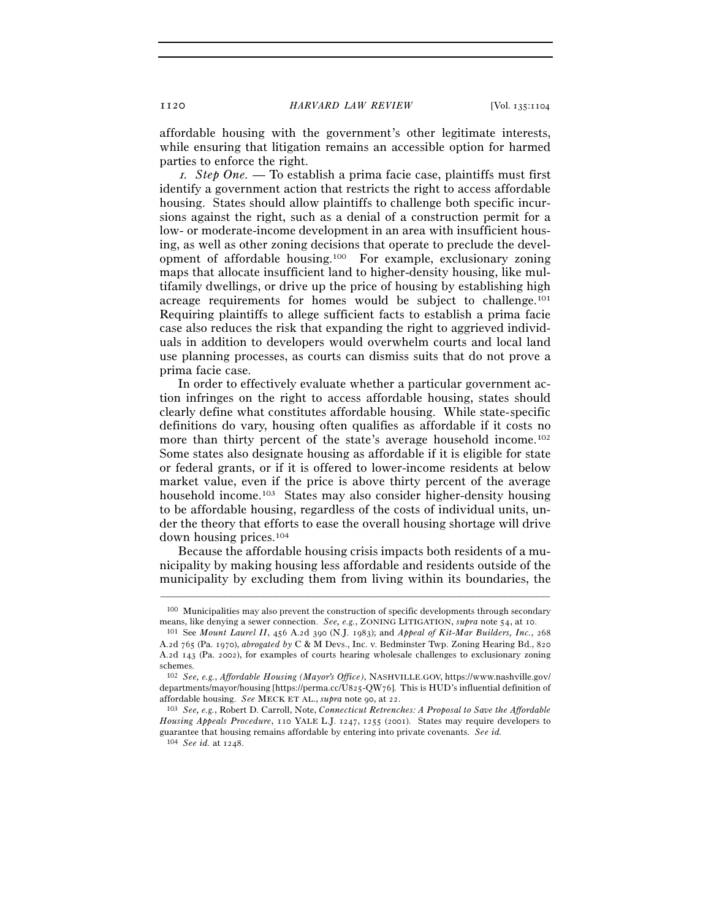affordable housing with the government's other legitimate interests, while ensuring that litigation remains an accessible option for harmed parties to enforce the right.

*1. Step One.* — To establish a prima facie case, plaintiffs must first identify a government action that restricts the right to access affordable housing. States should allow plaintiffs to challenge both specific incursions against the right, such as a denial of a construction permit for a low- or moderate-income development in an area with insufficient housing, as well as other zoning decisions that operate to preclude the development of affordable housing.[100] For example, exclusionary zoning maps that allocate insufficient land to higher-density housing, like multifamily dwellings, or drive up the price of housing by establishing high acreage requirements for homes would be subject to challenge.[101] Requiring plaintiffs to allege sufficient facts to establish a prima facie case also reduces the risk that expanding the right to aggrieved individuals in addition to developers would overwhelm courts and local land use planning processes, as courts can dismiss suits that do not prove a prima facie case.

In order to effectively evaluate whether a particular government action infringes on the right to access affordable housing, states should clearly define what constitutes affordable housing. While state-specific definitions do vary, housing often qualifies as affordable if it costs no more than thirty percent of the state's average household income.[102] Some states also designate housing as affordable if it is eligible for state or federal grants, or if it is offered to lower-income residents at below market value, even if the price is above thirty percent of the average household income.[103] States may also consider higher-density housing to be affordable housing, regardless of the costs of individual units, under the theory that efforts to ease the overall housing shortage will drive down housing prices.[104]

Because the affordable housing crisis impacts both residents of a municipality by making housing less affordable and residents outside of the municipality by excluding them from living within its boundaries, the

---

[100] Municipalities may also prevent the construction of specific developments through secondary means, like denying a sewer connection. *See, e.g.*, ZONING LITIGATION, *supra* note 54, at 10.

[101] See *Mount Laurel II*, 456 A.2d 390 (N.J. 1983); and *Appeal of Kit-Mar Builders, Inc.*, 268 A.2d 765 (Pa. 1970), *abrogated by* C & M Devs., Inc. v. Bedminster Twp. Zoning Hearing Bd., 820 A.2d 143 (Pa. 2002), for examples of courts hearing wholesale challenges to exclusionary zoning schemes.

[102] *See, e.g.*, *Affordable Housing (Mayor's Office)*, NASHVILLE.GOV, https://www.nashville.gov/departments/mayor/housing [https://perma.cc/U825-QW76]. This is HUD's influential definition of affordable housing. *See* MECK ET AL., *supra* note 90, at 22.

[103] *See, e.g.*, Robert D. Carroll, Note, *Connecticut Retrenches: A Proposal to Save the Affordable Housing Appeals Procedure*, 110 YALE L.J. 1247, 1255 (2001). States may require developers to guarantee that housing remains affordable by entering into private covenants. *See id.*

[104] *See id.* at 1248.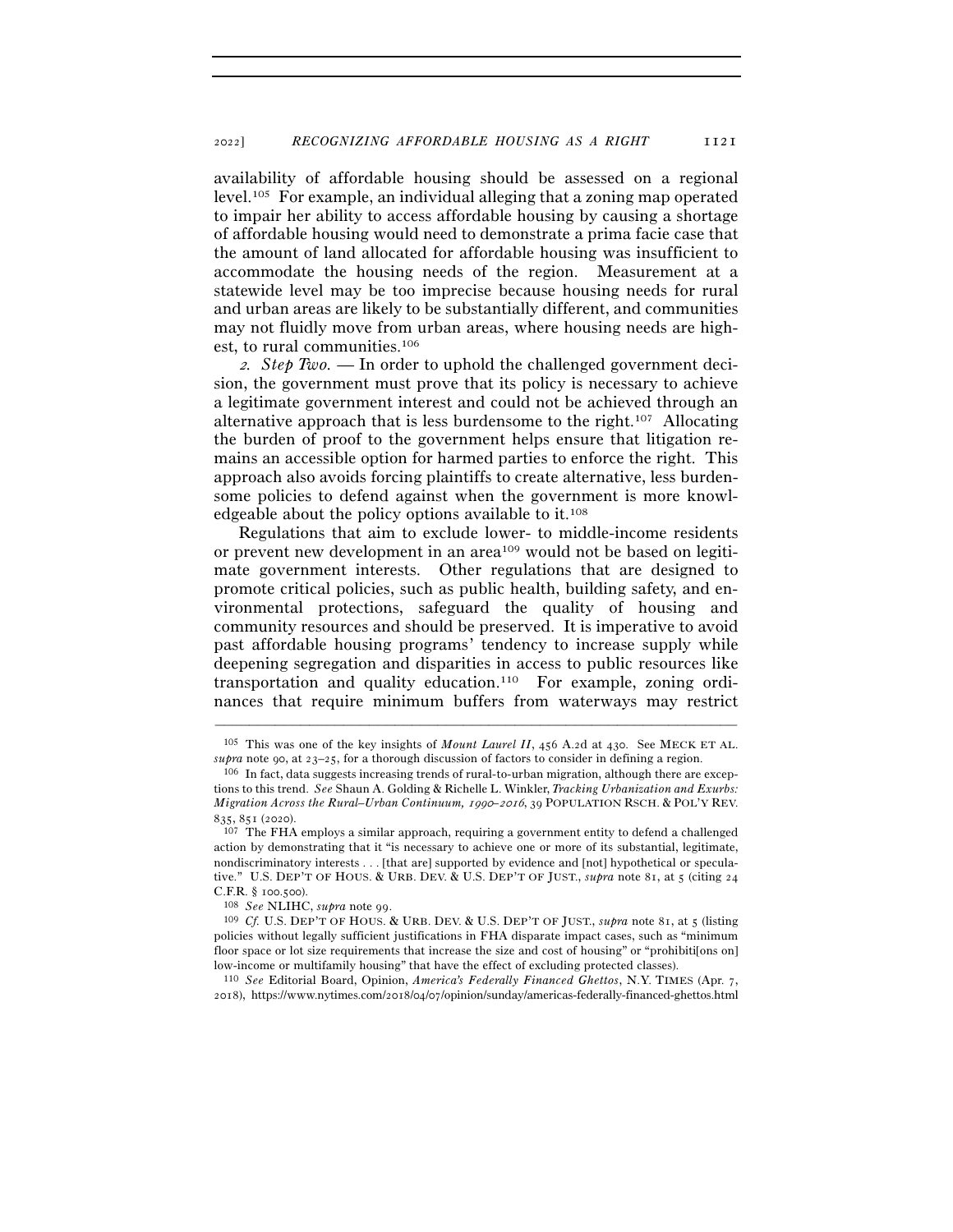availability of affordable housing should be assessed on a regional level.[105] For example, an individual alleging that a zoning map operated to impair her ability to access affordable housing by causing a shortage of affordable housing would need to demonstrate a prima facie case that the amount of land allocated for affordable housing was insufficient to accommodate the housing needs of the region. Measurement at a statewide level may be too imprecise because housing needs for rural and urban areas are likely to be substantially different, and communities may not fluidly move from urban areas, where housing needs are highest, to rural communities.[106]

*2. Step Two.* — In order to uphold the challenged government decision, the government must prove that its policy is necessary to achieve a legitimate government interest and could not be achieved through an alternative approach that is less burdensome to the right.[107] Allocating the burden of proof to the government helps ensure that litigation remains an accessible option for harmed parties to enforce the right. This approach also avoids forcing plaintiffs to create alternative, less burdensome policies to defend against when the government is more knowledgeable about the policy options available to it.[108]

Regulations that aim to exclude lower- to middle-income residents or prevent new development in an area[109] would not be based on legitimate government interests. Other regulations that are designed to promote critical policies, such as public health, building safety, and environmental protections, safeguard the quality of housing and community resources and should be preserved. It is imperative to avoid past affordable housing programs' tendency to increase supply while deepening segregation and disparities in access to public resources like transportation and quality education.[110] For example, zoning ordinances that require minimum buffers from waterways may restrict

---

[105] This was one of the key insights of *Mount Laurel II*, 456 A.2d at 430. See MECK ET AL. *supra* note 90, at 23–25, for a thorough discussion of factors to consider in defining a region.

[106] In fact, data suggests increasing trends of rural-to-urban migration, although there are exceptions to this trend. *See* Shaun A. Golding & Richelle L. Winkler, *Tracking Urbanization and Exurbs: Migration Across the Rural–Urban Continuum, 1990–2016*, 39 POPULATION RSCH. & POL'Y REV. 835, 851 (2020).

[107] The FHA employs a similar approach, requiring a government entity to defend a challenged action by demonstrating that it "is necessary to achieve one or more of its substantial, legitimate, nondiscriminatory interests . . . [that are] supported by evidence and [not] hypothetical or speculative." U.S. DEP'T OF HOUS. & URB. DEV. & U.S. DEP'T OF JUST., *supra* note 81, at 5 (citing 24 C.F.R. § 100.500).

[108] *See* NLIHC, *supra* note 99.

[109] *Cf.* U.S. DEP'T OF HOUS. & URB. DEV. & U.S. DEP'T OF JUST., *supra* note 81, at 5 (listing policies without legally sufficient justifications in FHA disparate impact cases, such as "minimum floor space or lot size requirements that increase the size and cost of housing" or "prohibiti[ons on] low-income or multifamily housing" that have the effect of excluding protected classes).

[110] *See* Editorial Board, Opinion, *America's Federally Financed Ghettos*, N.Y. TIMES (Apr. 7, 2018), https://www.nytimes.com/2018/04/07/opinion/sunday/americas-federally-financed-ghettos.html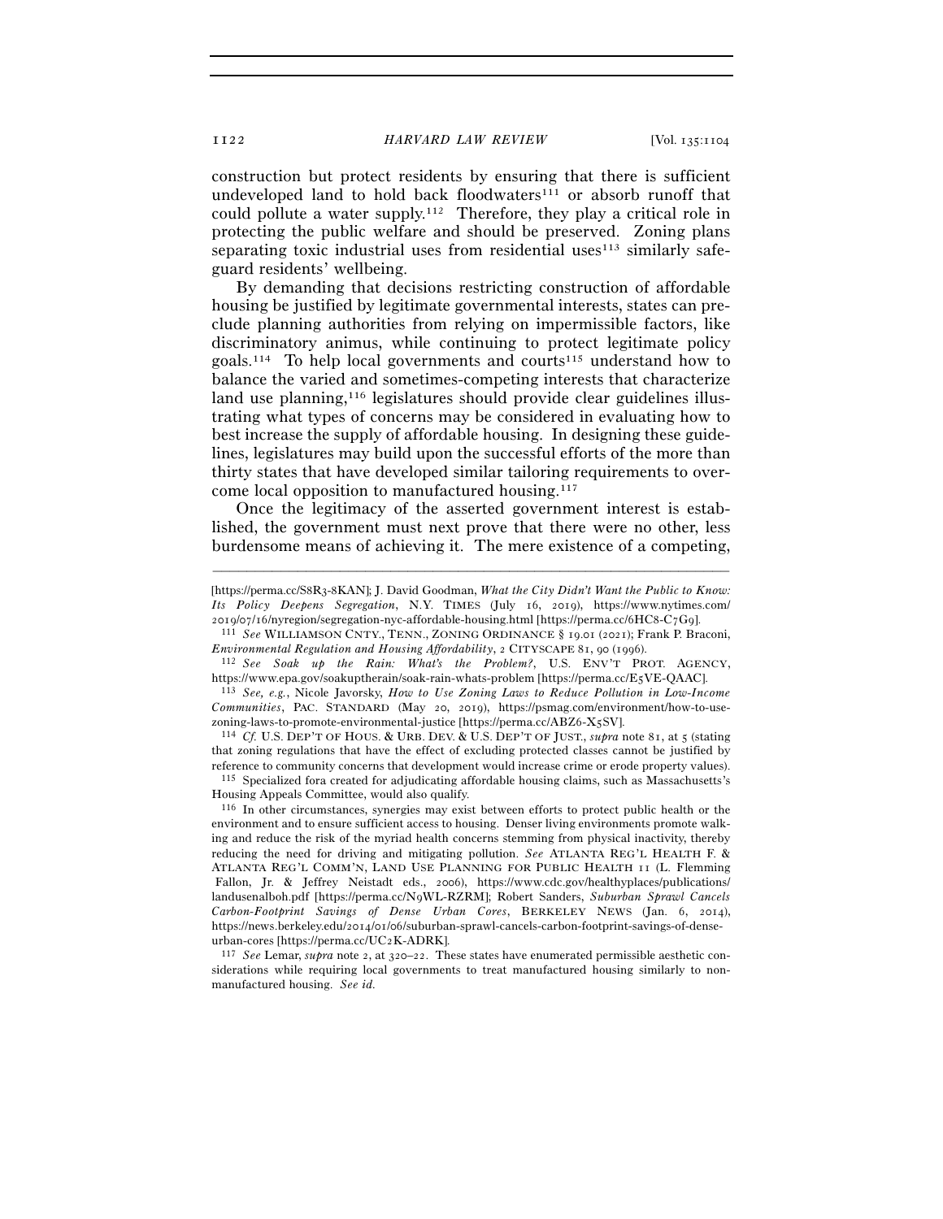construction but protect residents by ensuring that there is sufficient undeveloped land to hold back floodwaters[111] or absorb runoff that could pollute a water supply.[112] Therefore, they play a critical role in protecting the public welfare and should be preserved. Zoning plans separating toxic industrial uses from residential uses[113] similarly safeguard residents' wellbeing.

By demanding that decisions restricting construction of affordable housing be justified by legitimate governmental interests, states can preclude planning authorities from relying on impermissible factors, like discriminatory animus, while continuing to protect legitimate policy goals.[114] To help local governments and courts[115] understand how to balance the varied and sometimes-competing interests that characterize land use planning,[116] legislatures should provide clear guidelines illustrating what types of concerns may be considered in evaluating how to best increase the supply of affordable housing. In designing these guidelines, legislatures may build upon the successful efforts of the more than thirty states that have developed similar tailoring requirements to overcome local opposition to manufactured housing.[117]

Once the legitimacy of the asserted government interest is established, the government must next prove that there were no other, less burdensome means of achieving it. The mere existence of a competing,

---

[https://perma.cc/S8R3-8KAN]; J. David Goodman, *What the City Didn't Want the Public to Know: Its Policy Deepens Segregation*, N.Y. TIMES (July 16, 2019), https://www.nytimes.com/2019/07/16/nyregion/segregation-nyc-affordable-housing.html [https://perma.cc/6HC8-C7G9].

[111] *See* WILLIAMSON CNTY., TENN., ZONING ORDINANCE § 19.01 (2021); Frank P. Braconi, *Environmental Regulation and Housing Affordability*, 2 CITYSCAPE 81, 90 (1996).

[112] *See Soak up the Rain: What's the Problem?*, U.S. ENV'T PROT. AGENCY, https://www.epa.gov/soakuptherain/soak-rain-whats-problem [https://perma.cc/E5VE-QAAC].

[113] *See, e.g.*, Nicole Javorsky, *How to Use Zoning Laws to Reduce Pollution in Low-Income Communities*, PAC. STANDARD (May 20, 2019), https://psmag.com/environment/how-to-use-zoning-laws-to-promote-environmental-justice [https://perma.cc/ABZ6-X5SV].

[114] *Cf.* U.S. DEP'T OF HOUS. & URB. DEV. & U.S. DEP'T OF JUST., *supra* note 81, at 5 (stating that zoning regulations that have the effect of excluding protected classes cannot be justified by reference to community concerns that development would increase crime or erode property values).

[115] Specialized fora created for adjudicating affordable housing claims, such as Massachusetts's Housing Appeals Committee, would also qualify.

[116] In other circumstances, synergies may exist between efforts to protect public health or the environment and to ensure sufficient access to housing. Denser living environments promote walking and reduce the risk of the myriad health concerns stemming from physical inactivity, thereby reducing the need for driving and mitigating pollution. *See* ATLANTA REG'L HEALTH F. & ATLANTA REG'L COMM'N, LAND USE PLANNING FOR PUBLIC HEALTH 11 (L. Flemming Fallon, Jr. & Jeffrey Neistadt eds., 2006), https://www.cdc.gov/healthyplaces/publications/landusenalboh.pdf [https://perma.cc/N9WL-RZRM]; Robert Sanders, *Suburban Sprawl Cancels Carbon-Footprint Savings of Dense Urban Cores*, BERKELEY NEWS (Jan. 6, 2014), https://news.berkeley.edu/2014/01/06/suburban-sprawl-cancels-carbon-footprint-savings-of-dense-urban-cores [https://perma.cc/UC2K-ADRK].

[117] *See* Lemar, *supra* note 2, at 320–22. These states have enumerated permissible aesthetic considerations while requiring local governments to treat manufactured housing similarly to non-manufactured housing. *See id.*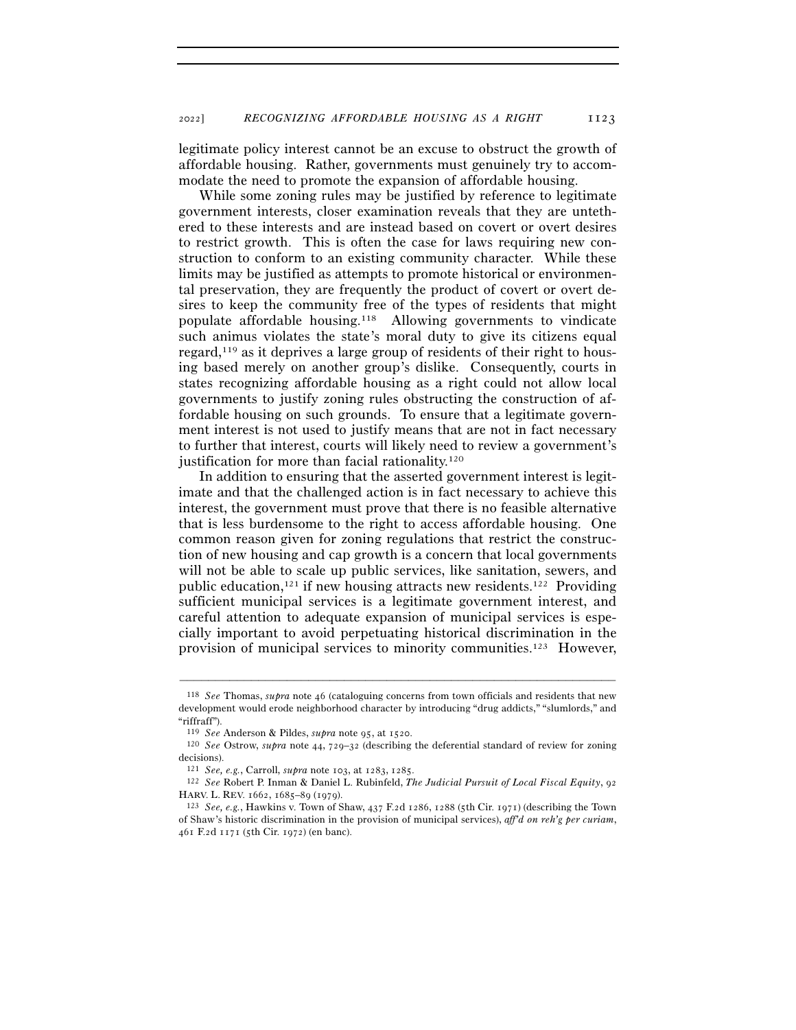legitimate policy interest cannot be an excuse to obstruct the growth of affordable housing. Rather, governments must genuinely try to accommodate the need to promote the expansion of affordable housing.

While some zoning rules may be justified by reference to legitimate government interests, closer examination reveals that they are untethered to these interests and are instead based on covert or overt desires to restrict growth. This is often the case for laws requiring new construction to conform to an existing community character. While these limits may be justified as attempts to promote historical or environmental preservation, they are frequently the product of covert or overt desires to keep the community free of the types of residents that might populate affordable housing.[118] Allowing governments to vindicate such animus violates the state's moral duty to give its citizens equal regard,[119] as it deprives a large group of residents of their right to housing based merely on another group's dislike. Consequently, courts in states recognizing affordable housing as a right could not allow local governments to justify zoning rules obstructing the construction of affordable housing on such grounds. To ensure that a legitimate government interest is not used to justify means that are not in fact necessary to further that interest, courts will likely need to review a government's justification for more than facial rationality.[120]

In addition to ensuring that the asserted government interest is legitimate and that the challenged action is in fact necessary to achieve this interest, the government must prove that there is no feasible alternative that is less burdensome to the right to access affordable housing. One common reason given for zoning regulations that restrict the construction of new housing and cap growth is a concern that local governments will not be able to scale up public services, like sanitation, sewers, and public education,[121] if new housing attracts new residents.[122] Providing sufficient municipal services is a legitimate government interest, and careful attention to adequate expansion of municipal services is especially important to avoid perpetuating historical discrimination in the provision of municipal services to minority communities.[123] However,

---

[118] *See* Thomas, *supra* note 46 (cataloguing concerns from town officials and residents that new development would erode neighborhood character by introducing "drug addicts," "slumlords," and "riffraff").

[119] *See* Anderson & Pildes, *supra* note 95, at 1520.

[120] *See* Ostrow, *supra* note 44, 729–32 (describing the deferential standard of review for zoning decisions).

[121] *See, e.g.*, Carroll, *supra* note 103, at 1283, 1285.

[122] *See* Robert P. Inman & Daniel L. Rubinfeld, *The Judicial Pursuit of Local Fiscal Equity*, 92 HARV. L. REV. 1662, 1685–89 (1979).

[123] *See, e.g.*, Hawkins v. Town of Shaw, 437 F.2d 1286, 1288 (5th Cir. 1971) (describing the Town of Shaw's historic discrimination in the provision of municipal services), *aff'd on reh'g per curiam*, 461 F.2d 1171 (5th Cir. 1972) (en banc).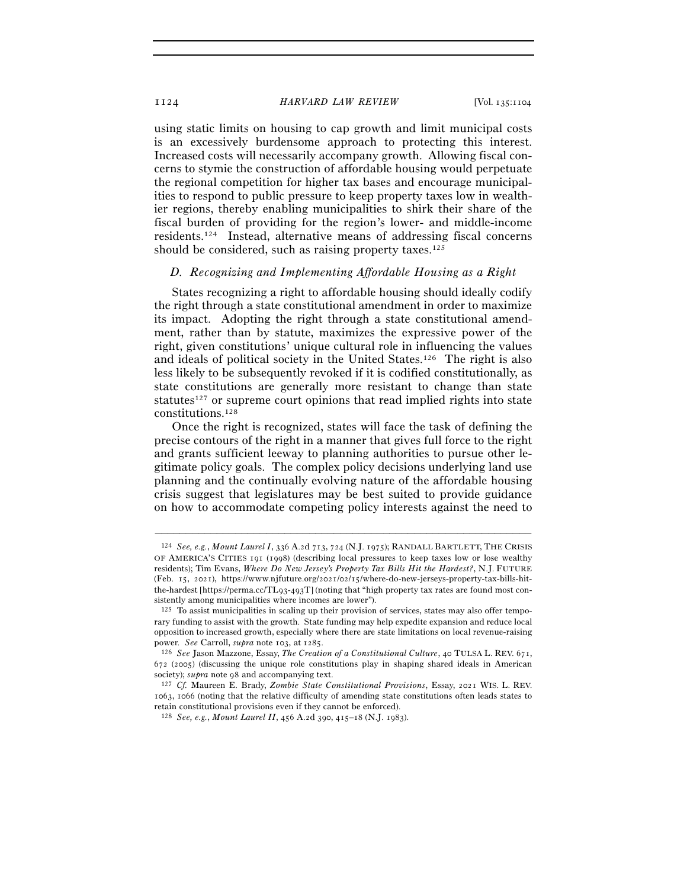using static limits on housing to cap growth and limit municipal costs is an excessively burdensome approach to protecting this interest. Increased costs will necessarily accompany growth. Allowing fiscal concerns to stymie the construction of affordable housing would perpetuate the regional competition for higher tax bases and encourage municipalities to respond to public pressure to keep property taxes low in wealthier regions, thereby enabling municipalities to shirk their share of the fiscal burden of providing for the region's lower- and middle-income residents.[124] Instead, alternative means of addressing fiscal concerns should be considered, such as raising property taxes.[125]

### *D. Recognizing and Implementing Affordable Housing as a Right*

States recognizing a right to affordable housing should ideally codify the right through a state constitutional amendment in order to maximize its impact. Adopting the right through a state constitutional amendment, rather than by statute, maximizes the expressive power of the right, given constitutions' unique cultural role in influencing the values and ideals of political society in the United States.[126] The right is also less likely to be subsequently revoked if it is codified constitutionally, as state constitutions are generally more resistant to change than state statutes[127] or supreme court opinions that read implied rights into state constitutions.[128]

Once the right is recognized, states will face the task of defining the precise contours of the right in a manner that gives full force to the right and grants sufficient leeway to planning authorities to pursue other legitimate policy goals. The complex policy decisions underlying land use planning and the continually evolving nature of the affordable housing crisis suggest that legislatures may be best suited to provide guidance on how to accommodate competing policy interests against the need to

---

[124] *See, e.g.*, *Mount Laurel I*, 336 A.2d 713, 724 (N.J. 1975); RANDALL BARTLETT, THE CRISIS OF AMERICA'S CITIES 191 (1998) (describing local pressures to keep taxes low or lose wealthy residents); Tim Evans, *Where Do New Jersey's Property Tax Bills Hit the Hardest?*, N.J. FUTURE (Feb. 15, 2021), https://www.njfuture.org/2021/02/15/where-do-new-jerseys-property-tax-bills-hit-the-hardest [https://perma.cc/TL93-493T] (noting that "high property tax rates are found most consistently among municipalities where incomes are lower").

[125] To assist municipalities in scaling up their provision of services, states may also offer temporary funding to assist with the growth. State funding may help expedite expansion and reduce local opposition to increased growth, especially where there are state limitations on local revenue-raising power. *See* Carroll, *supra* note 103, at 1285.

[126] *See* Jason Mazzone, Essay, *The Creation of a Constitutional Culture*, 40 TULSA L. REV. 671, 672 (2005) (discussing the unique role constitutions play in shaping shared ideals in American society); *supra* note 98 and accompanying text.

[127] *Cf.* Maureen E. Brady, *Zombie State Constitutional Provisions*, Essay, 2021 WIS. L. REV. 1063, 1066 (noting that the relative difficulty of amending state constitutions often leads states to retain constitutional provisions even if they cannot be enforced).

[128] *See, e.g.*, *Mount Laurel II*, 456 A.2d 390, 415–18 (N.J. 1983).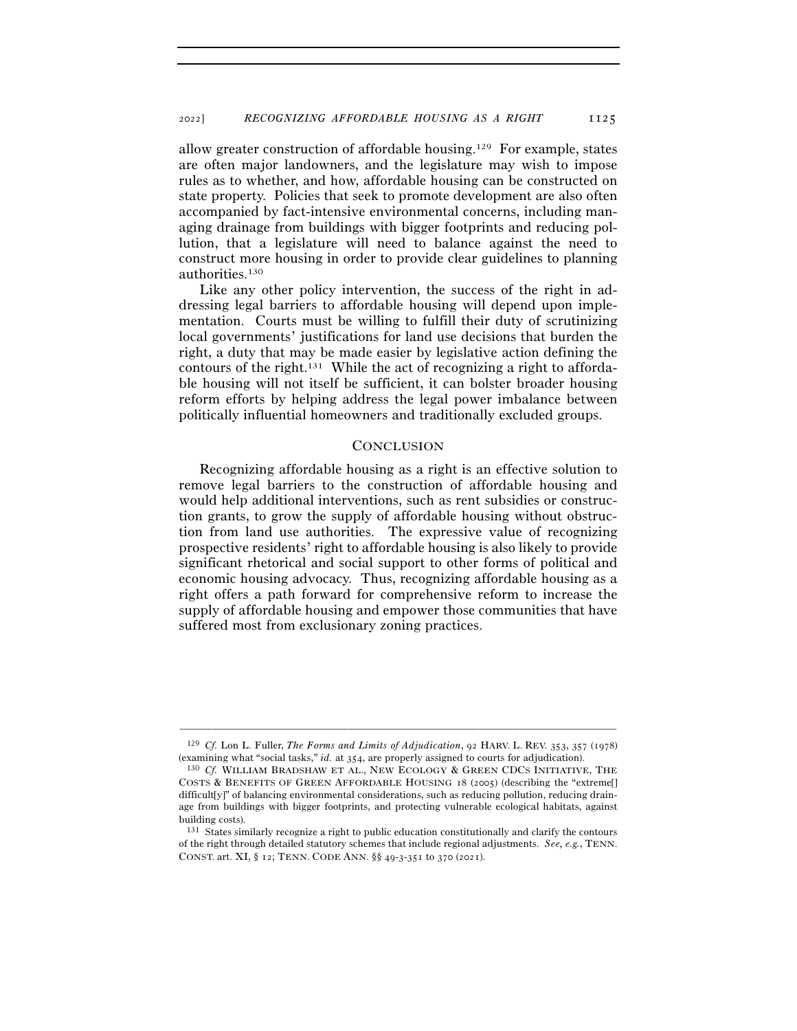allow greater construction of affordable housing.[129] For example, states are often major landowners, and the legislature may wish to impose rules as to whether, and how, affordable housing can be constructed on state property. Policies that seek to promote development are also often accompanied by fact-intensive environmental concerns, including managing drainage from buildings with bigger footprints and reducing pollution, that a legislature will need to balance against the need to construct more housing in order to provide clear guidelines to planning authorities.[130]

Like any other policy intervention, the success of the right in addressing legal barriers to affordable housing will depend upon implementation. Courts must be willing to fulfill their duty of scrutinizing local governments' justifications for land use decisions that burden the right, a duty that may be made easier by legislative action defining the contours of the right.[131] While the act of recognizing a right to affordable housing will not itself be sufficient, it can bolster broader housing reform efforts by helping address the legal power imbalance between politically influential homeowners and traditionally excluded groups.

## CONCLUSION

Recognizing affordable housing as a right is an effective solution to remove legal barriers to the construction of affordable housing and would help additional interventions, such as rent subsidies or construction grants, to grow the supply of affordable housing without obstruction from land use authorities. The expressive value of recognizing prospective residents' right to affordable housing is also likely to provide significant rhetorical and social support to other forms of political and economic housing advocacy. Thus, recognizing affordable housing as a right offers a path forward for comprehensive reform to increase the supply of affordable housing and empower those communities that have suffered most from exclusionary zoning practices.

---

[129] *Cf.* Lon L. Fuller, *The Forms and Limits of Adjudication*, 92 HARV. L. REV. 353, 357 (1978) (examining what "social tasks," *id.* at 354, are properly assigned to courts for adjudication).

[130] *Cf.* WILLIAM BRADSHAW ET AL., NEW ECOLOGY & GREEN CDCS INITIATIVE, THE COSTS & BENEFITS OF GREEN AFFORDABLE HOUSING 18 (2005) (describing the "extreme[] difficult[y]" of balancing environmental considerations, such as reducing pollution, reducing drainage from buildings with bigger footprints, and protecting vulnerable ecological habitats, against building costs).

[131] States similarly recognize a right to public education constitutionally and clarify the contours of the right through detailed statutory schemes that include regional adjustments. *See, e.g.*, TENN. CONST. art. XI, § 12; TENN. CODE ANN. §§ 49-3-351 to 370 (2021).